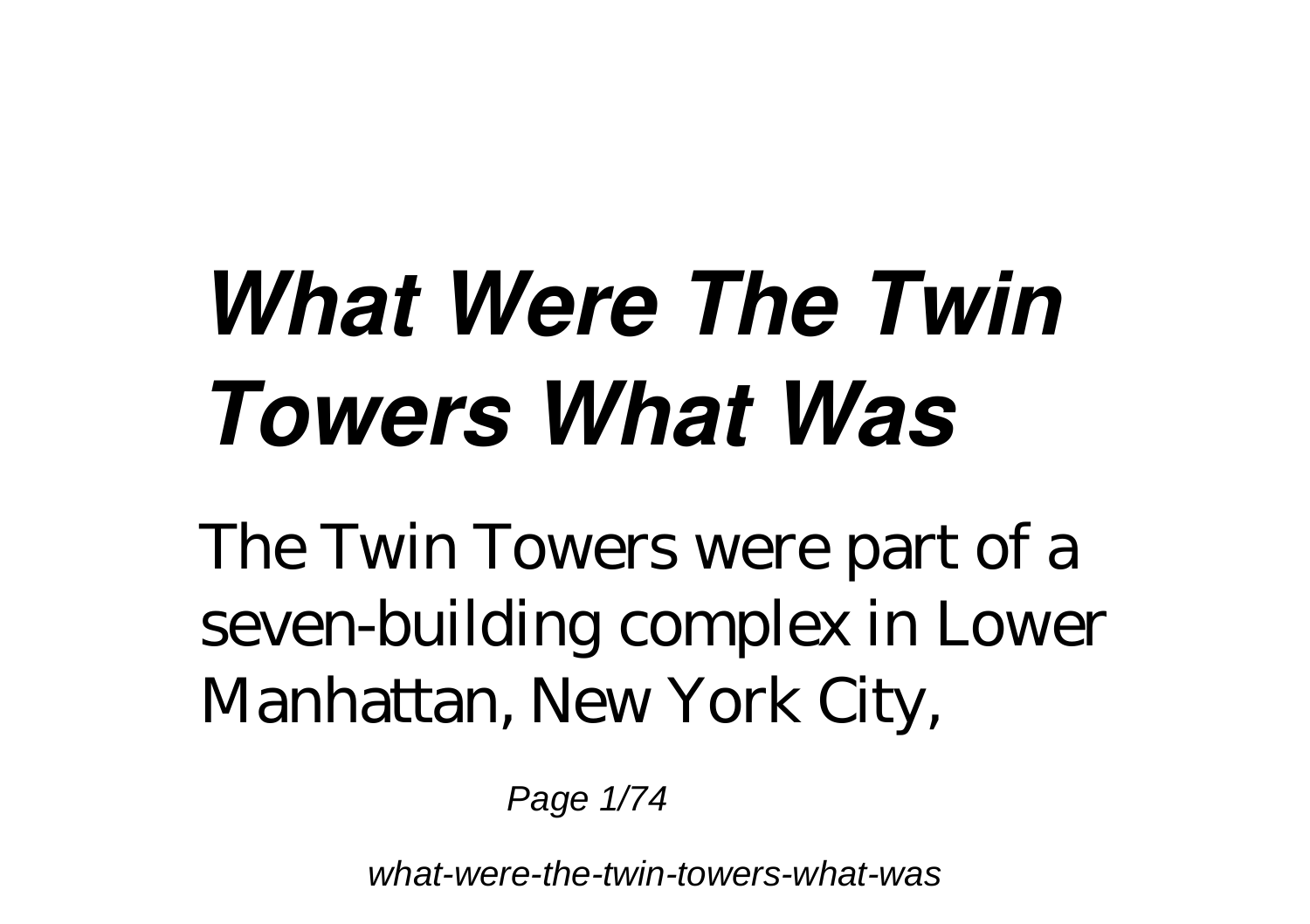# ***What Were The Twin Towers What Was***

The Twin Towers were part of a seven-building complex in Lower Manhattan, New York City,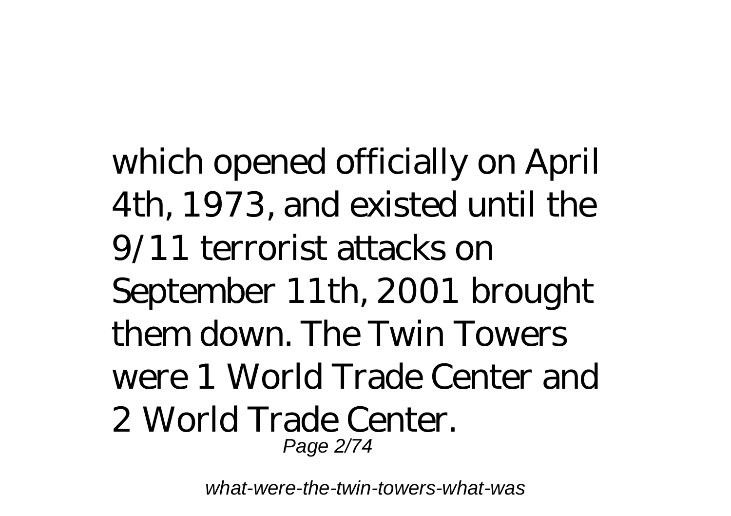which opened officially on April 4th, 1973, and existed until the 9/11 terrorist attacks on September 11th, 2001 brought them down. The Twin Towers were 1 World Trade Center and 2 World Trade Center.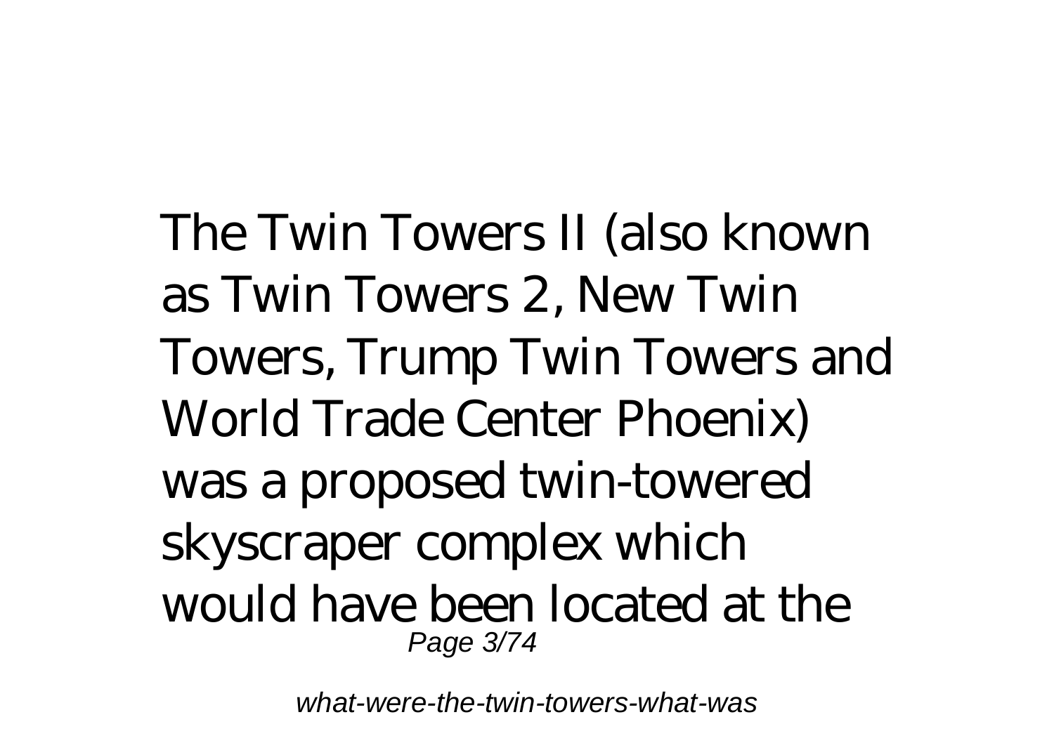The Twin Towers II (also known as Twin Towers 2, New Twin Towers, Trump Twin Towers and World Trade Center Phoenix) was a proposed twin-towered skyscraper complex which would have been located at the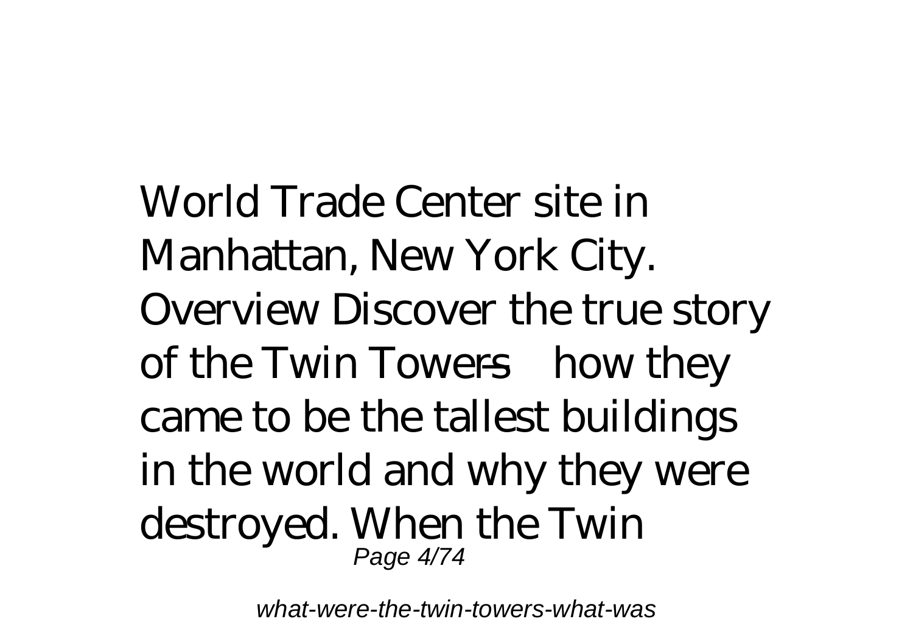World Trade Center site in Manhattan, New York City. Overview Discover the true story of the Twin Towers—how they came to be the tallest buildings in the world and why they were destroyed. When the Twin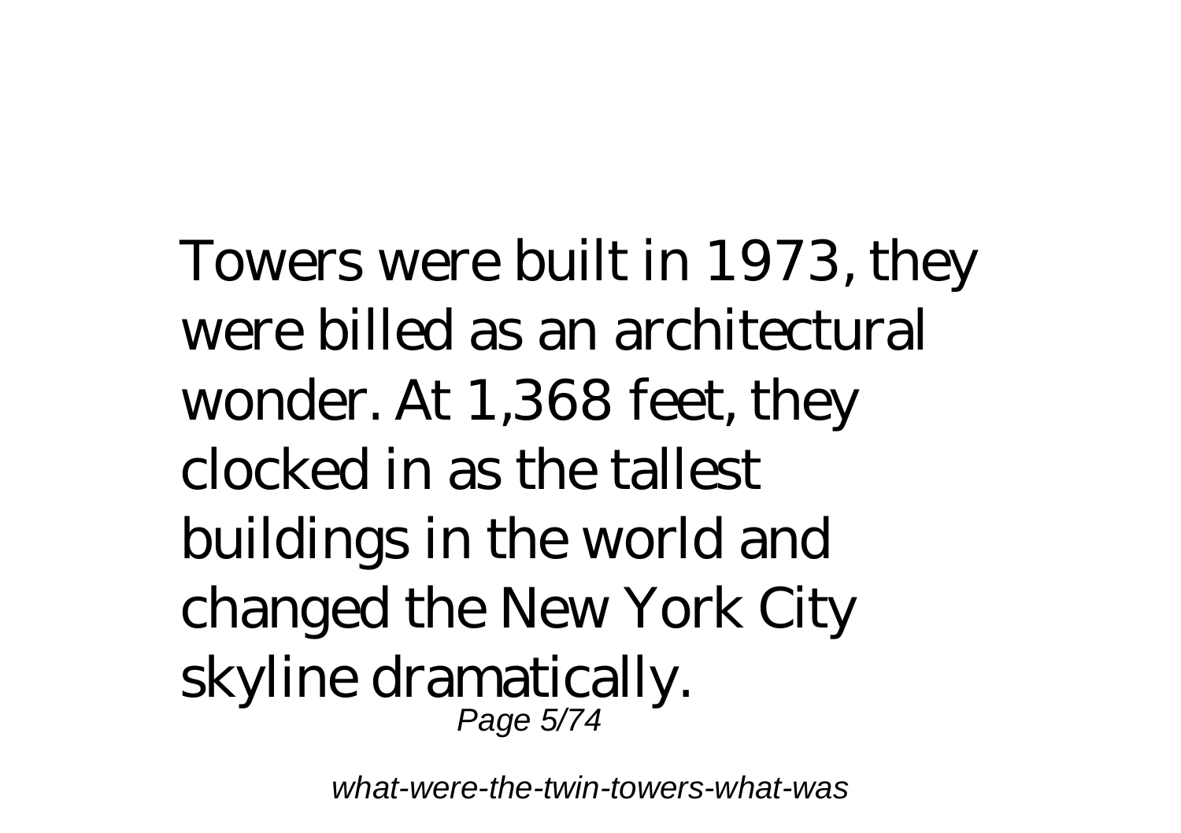Towers were built in 1973, they were billed as an architectural wonder. At 1,368 feet, they clocked in as the tallest buildings in the world and changed the New York City skyline dramatically.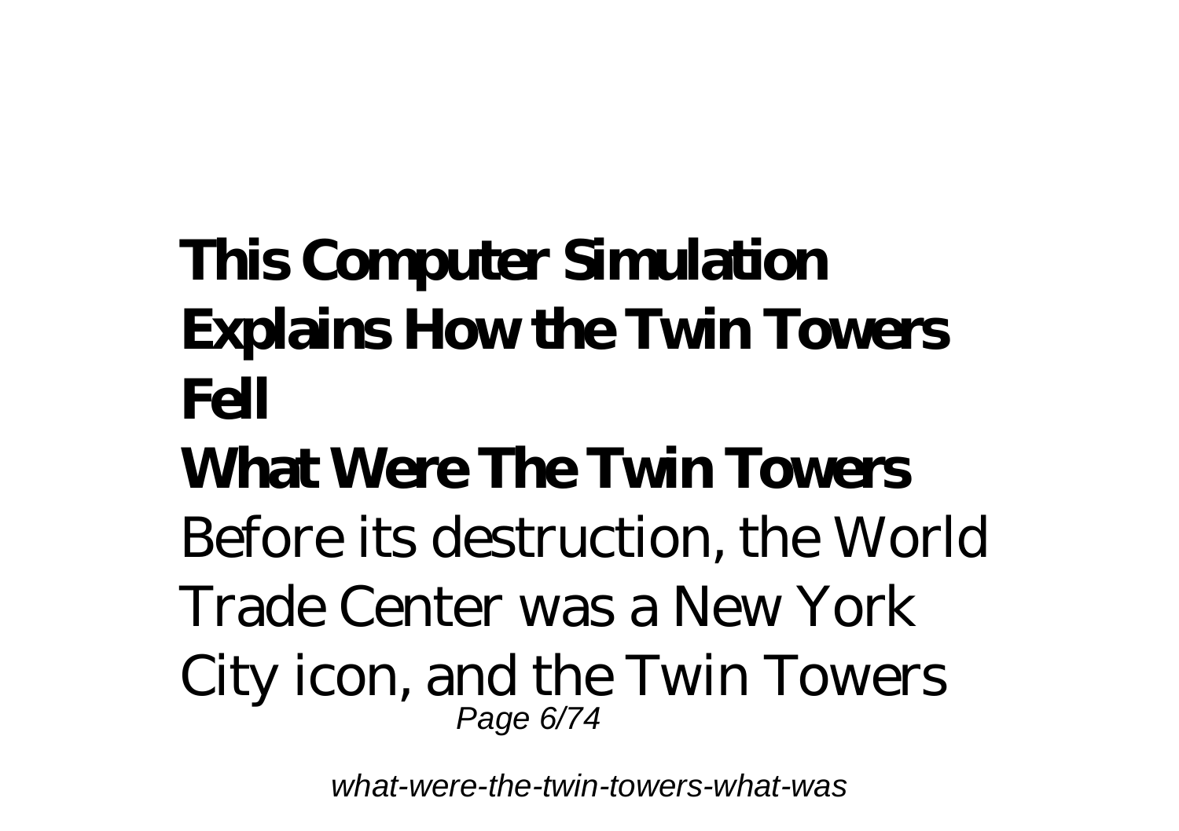**This Computer Simulation Explains How the Twin Towers Fell**

**What Were The Twin Towers**

Before its destruction, the World Trade Center was a New York City icon, and the Twin Towers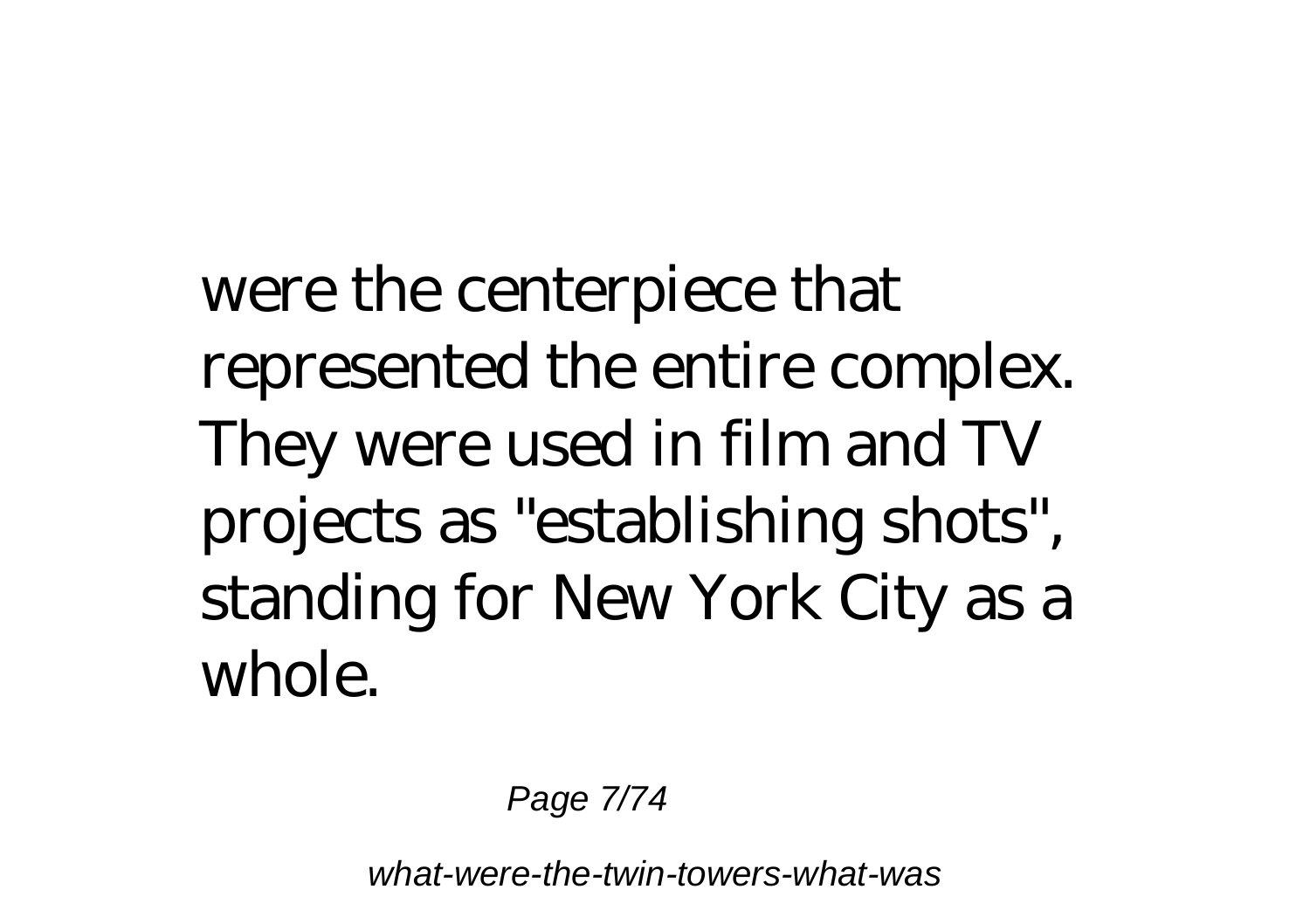were the centerpiece that represented the entire complex. They were used in film and TV projects as "establishing shots", standing for New York City as a whole.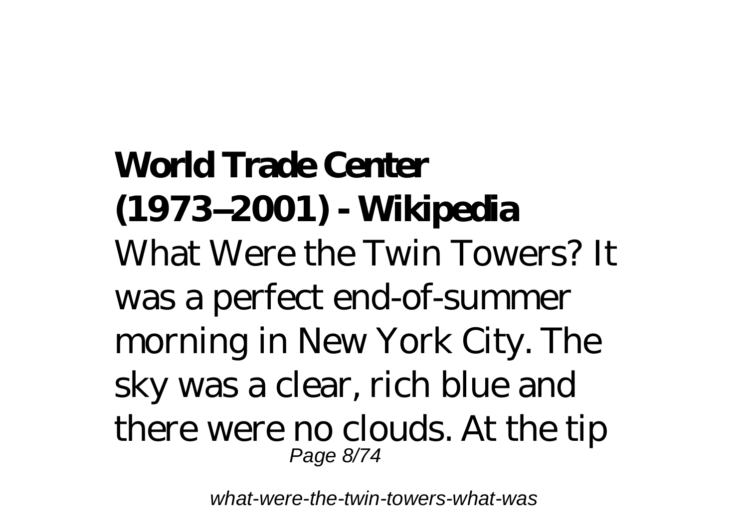**World Trade Center (1973–2001) - Wikipedia**

What Were the Twin Towers? It was a perfect end-of-summer morning in New York City. The sky was a clear, rich blue and there were no clouds. At the tip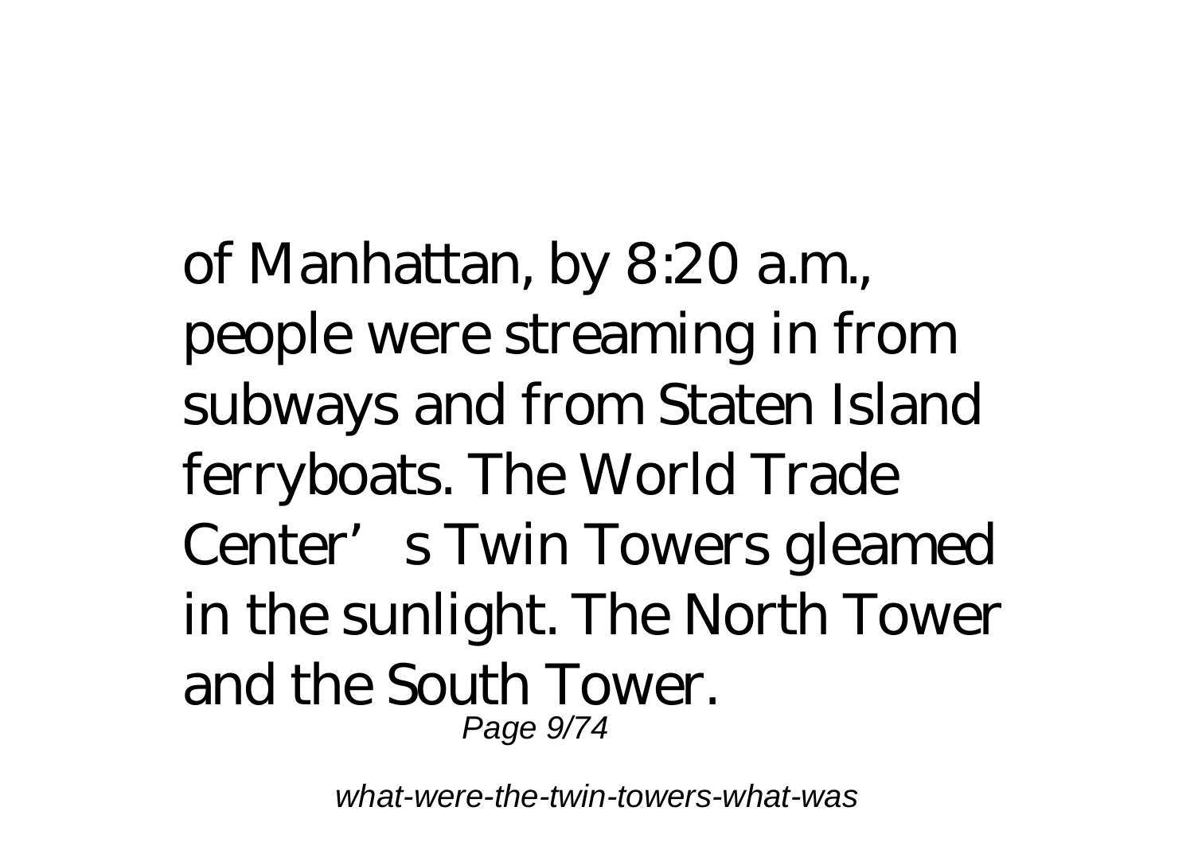of Manhattan, by 8:20 a.m., people were streaming in from subways and from Staten Island ferryboats. The World Trade Center's Twin Towers gleamed in the sunlight. The North Tower and the South Tower.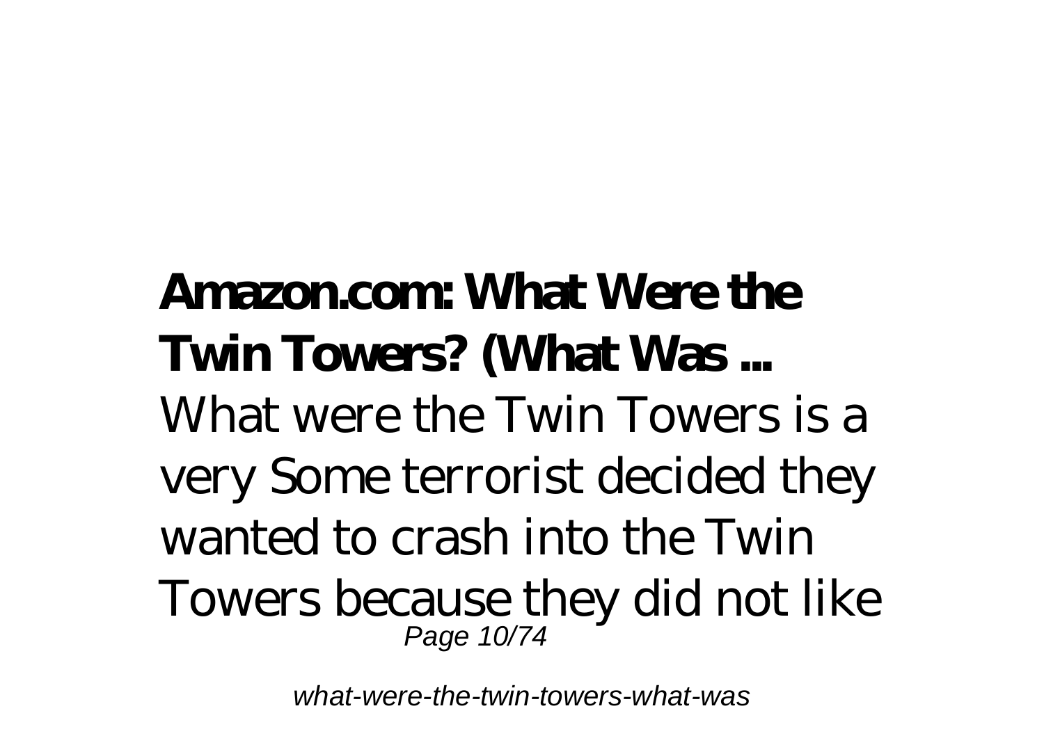**Amazon.com: What Were the Twin Towers? (What Was ...**

What were the Twin Towers is a very Some terrorist decided they wanted to crash into the Twin Towers because they did not like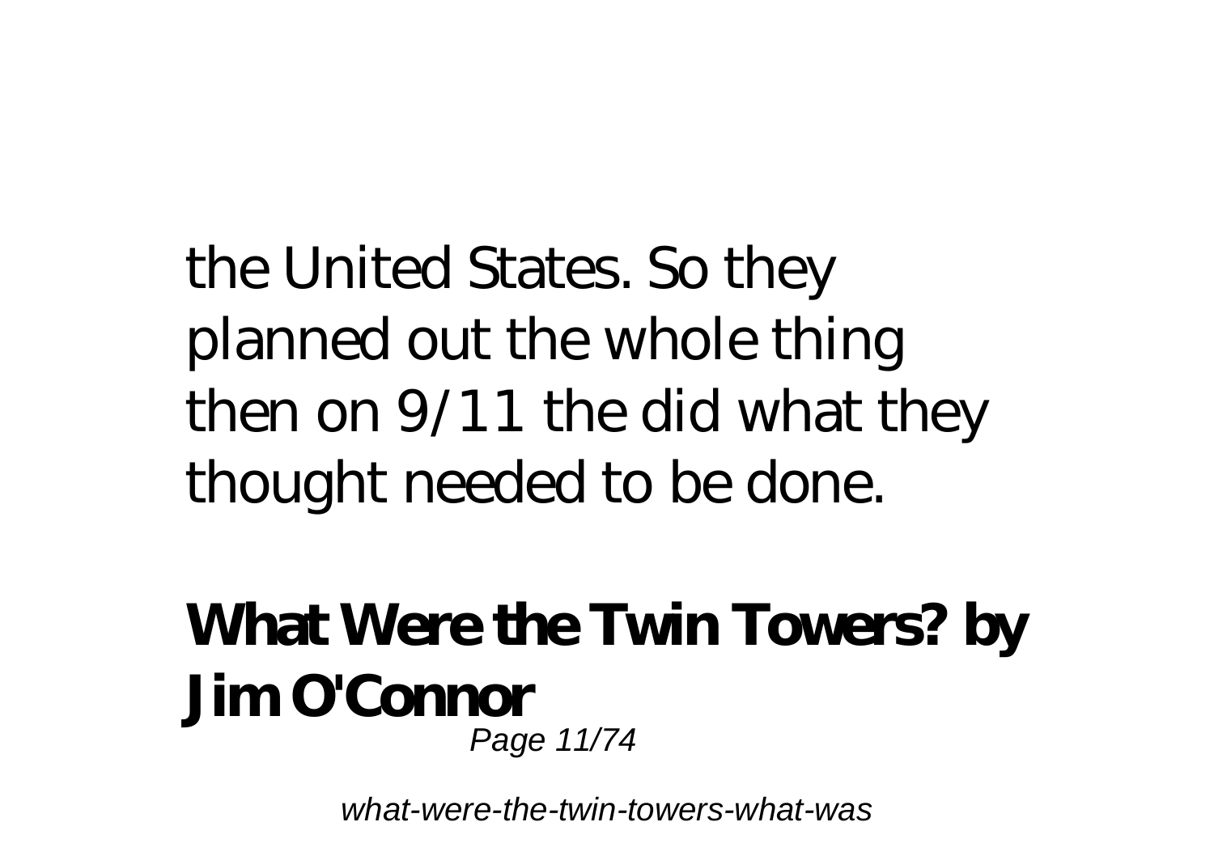the United States. So they planned out the whole thing then on 9/11 the did what they thought needed to be done.

**What Were the Twin Towers? by Jim O'Connor**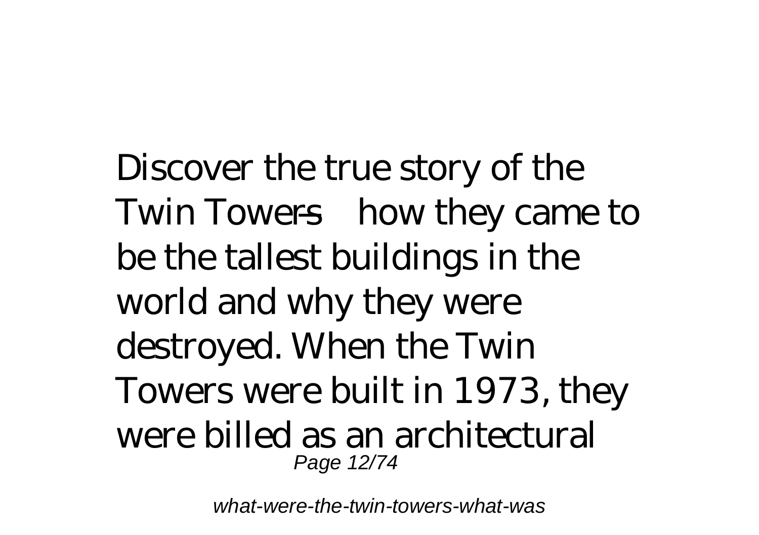Discover the true story of the Twin Towers—how they came to be the tallest buildings in the world and why they were destroyed. When the Twin Towers were built in 1973, they were billed as an architectural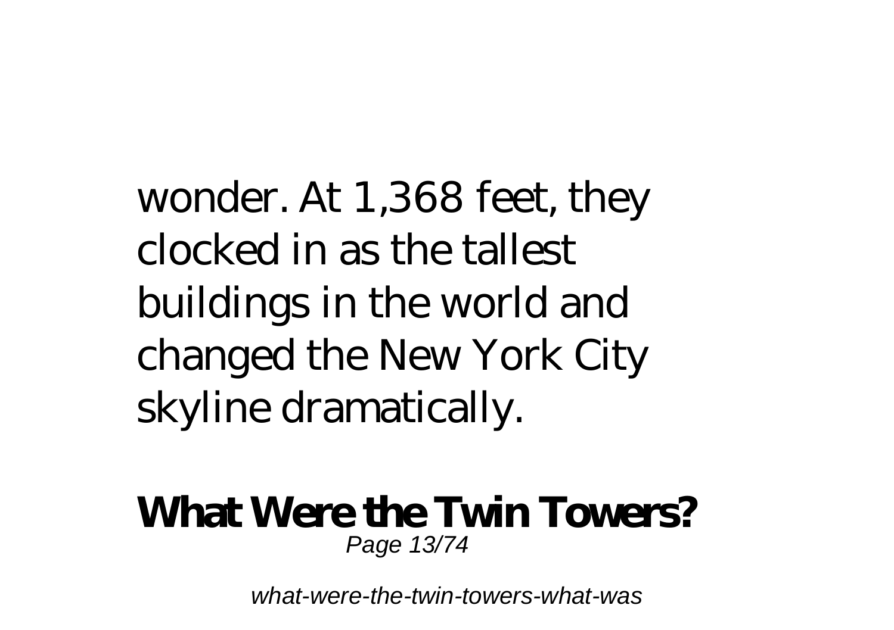wonder. At 1,368 feet, they clocked in as the tallest buildings in the world and changed the New York City skyline dramatically.

**What Were the Twin Towers?**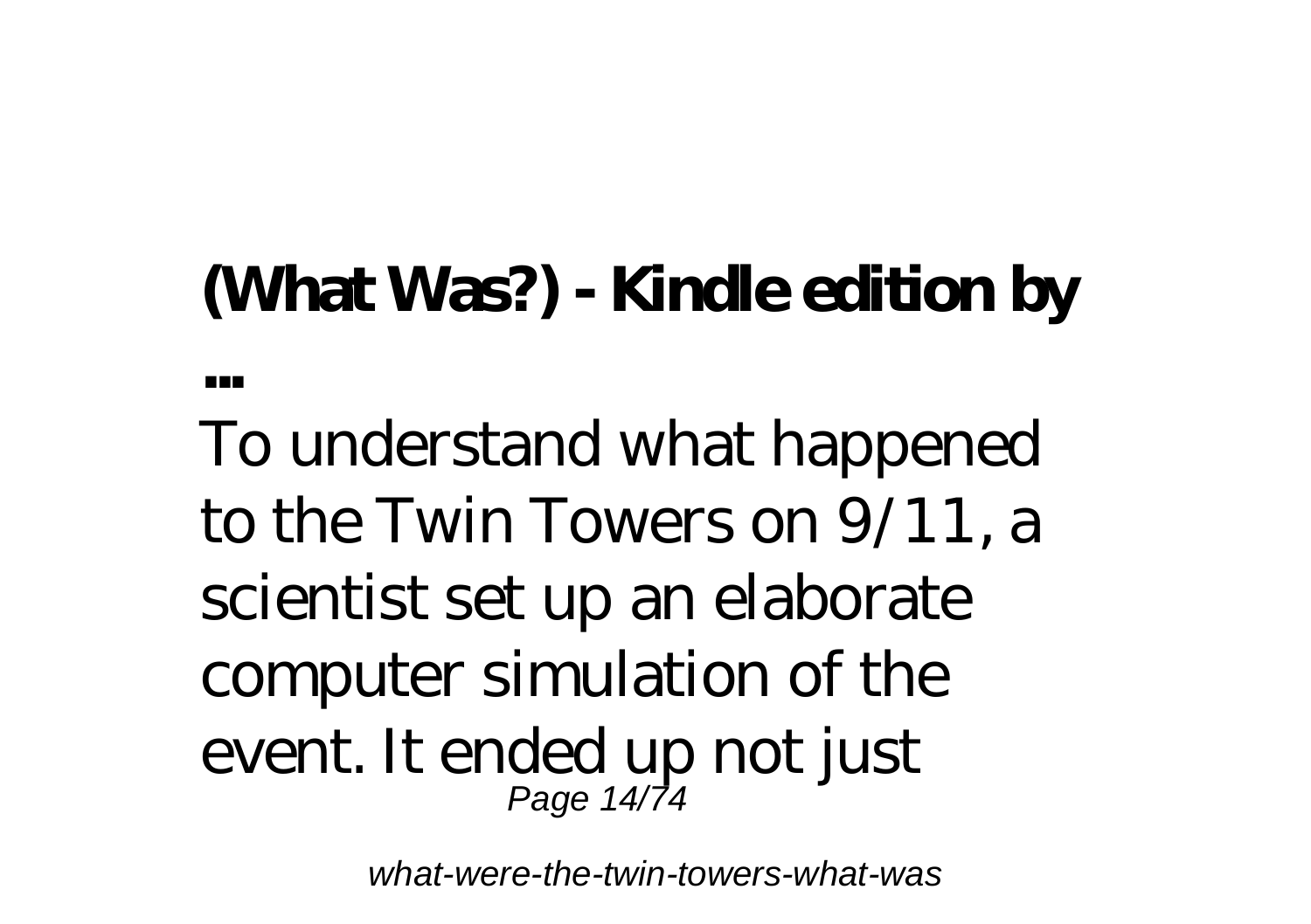**(What Was?) - Kindle edition by ...**

To understand what happened to the Twin Towers on 9/11, a scientist set up an elaborate computer simulation of the event. It ended up not just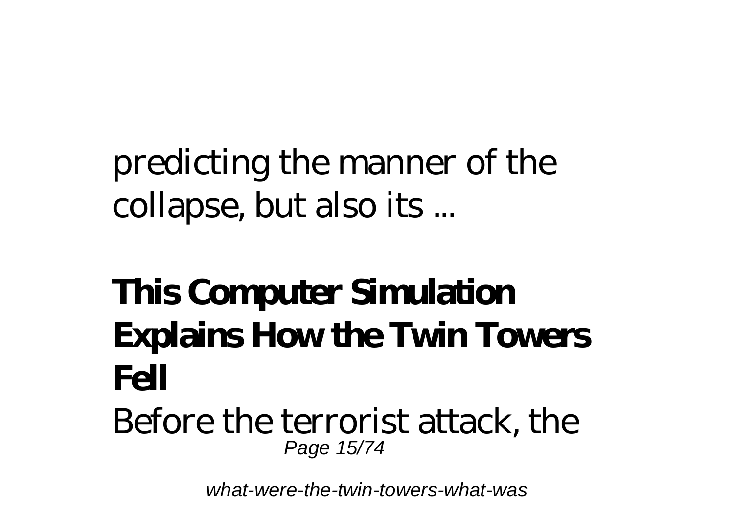predicting the manner of the collapse, but also its ...

**This Computer Simulation Explains How the Twin Towers Fell**

Before the terrorist attack, the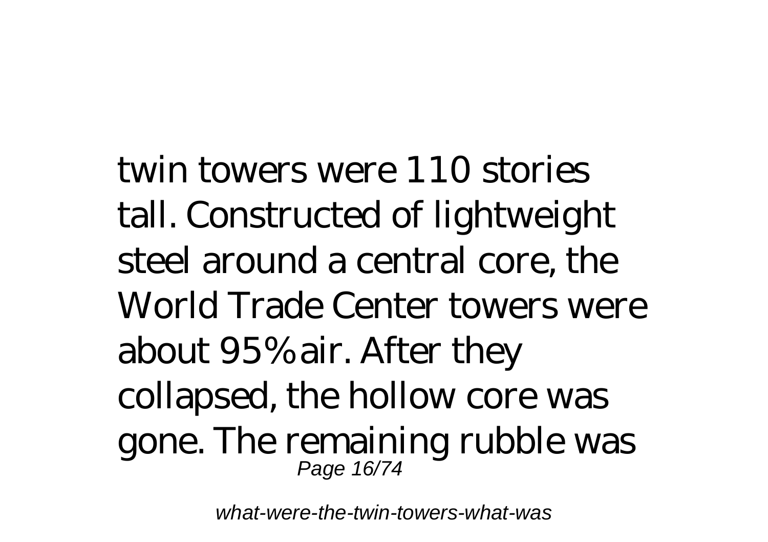twin towers were 110 stories tall. Constructed of lightweight steel around a central core, the World Trade Center towers were about 95% air. After they collapsed, the hollow core was gone. The remaining rubble was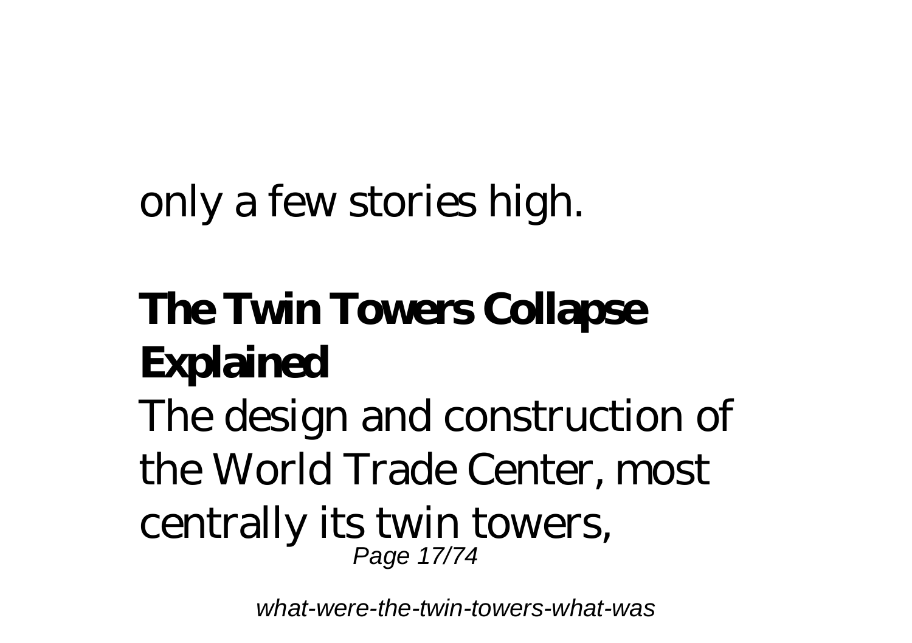only a few stories high.

## The Twin Towers Collapse Explained

The design and construction of the World Trade Center, most centrally its twin towers,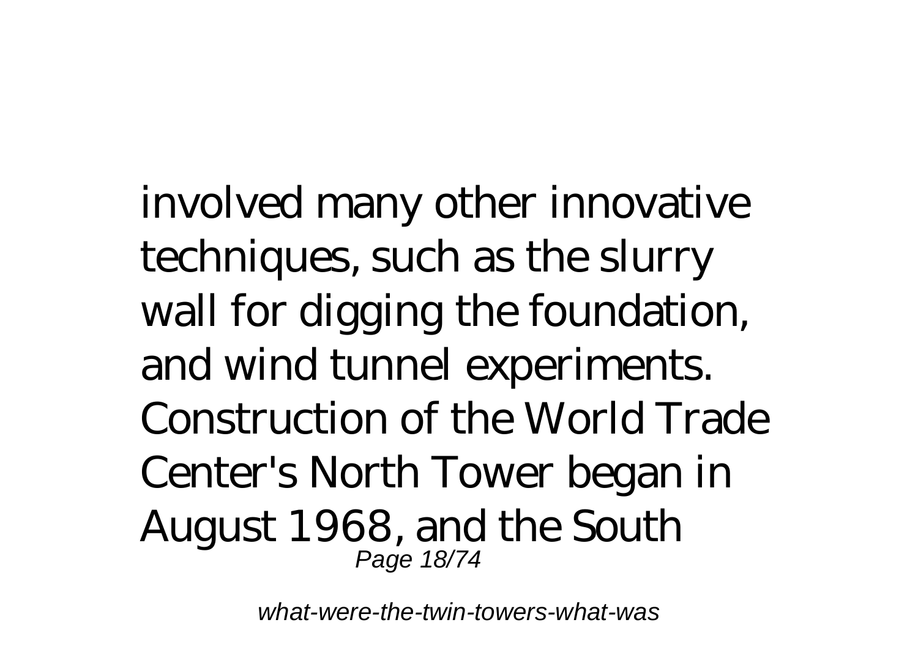involved many other innovative techniques, such as the slurry wall for digging the foundation, and wind tunnel experiments. Construction of the World Trade Center's North Tower began in August 1968, and the South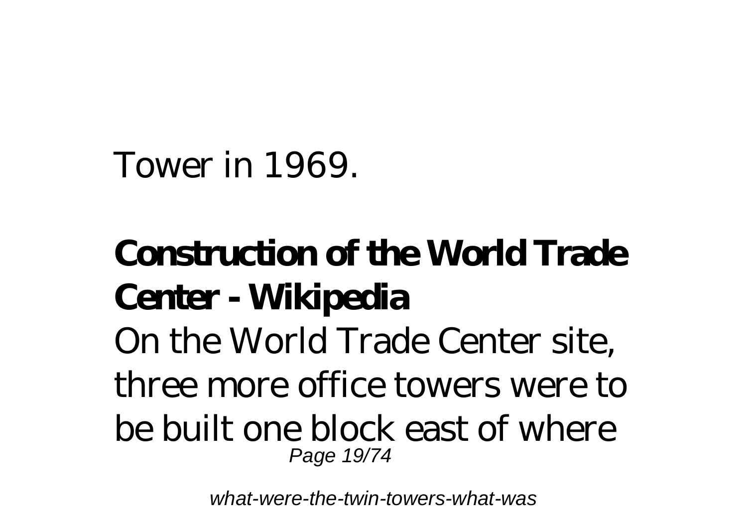Tower in 1969.

**Construction of the World Trade Center - Wikipedia**

On the World Trade Center site, three more office towers were to be built one block east of where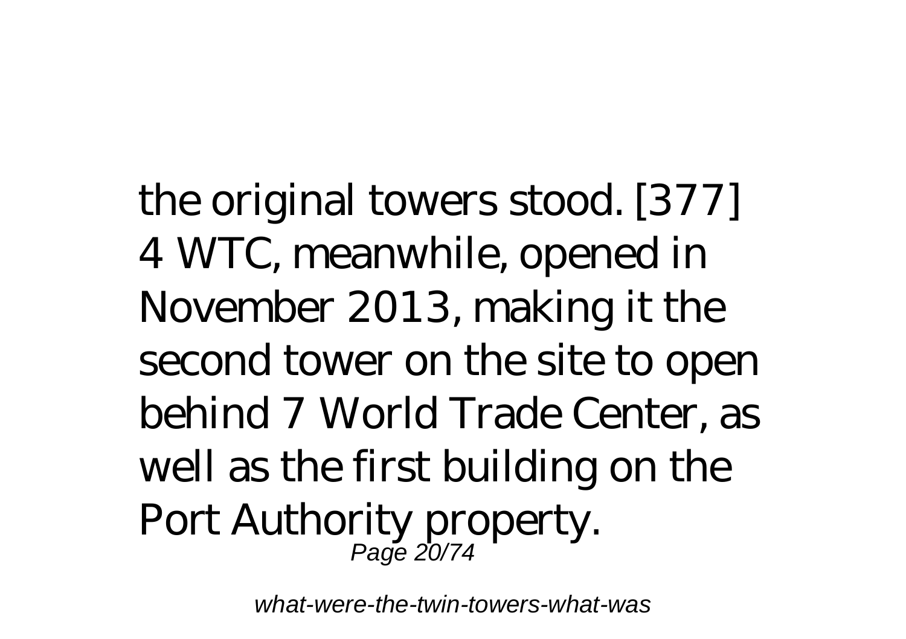the original towers stood. [377] 4 WTC, meanwhile, opened in November 2013, making it the second tower on the site to open behind 7 World Trade Center, as well as the first building on the Port Authority property.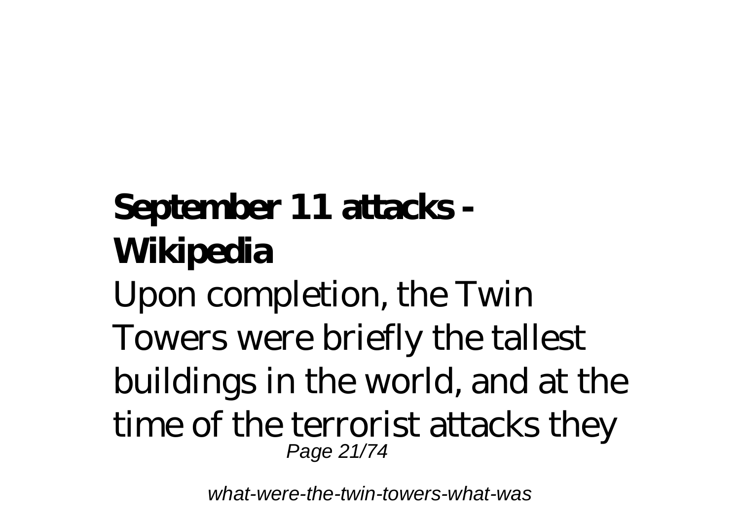**September 11 attacks - Wikipedia**

Upon completion, the Twin Towers were briefly the tallest buildings in the world, and at the time of the terrorist attacks they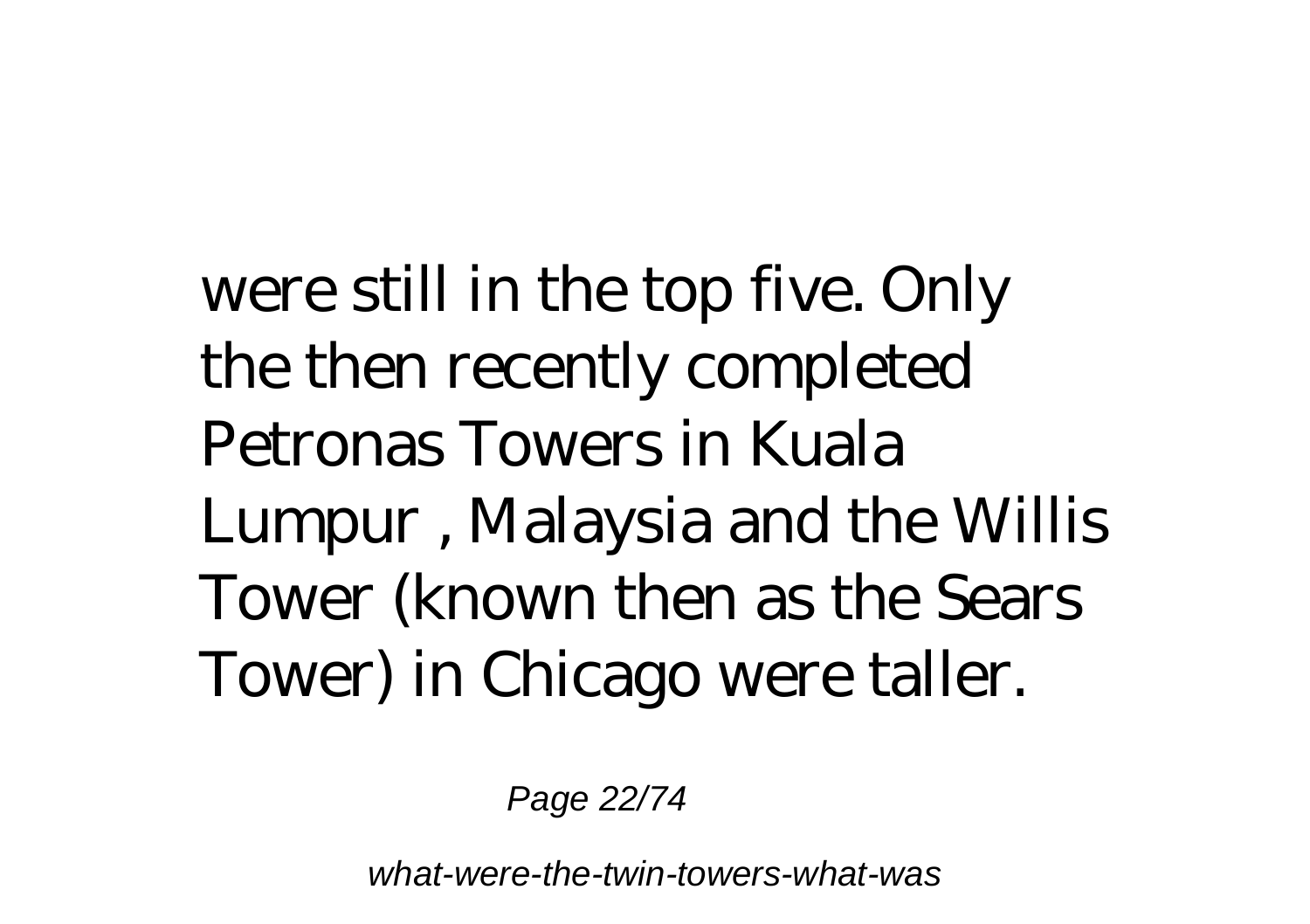were still in the top five. Only the then recently completed Petronas Towers in Kuala Lumpur , Malaysia and the Willis Tower (known then as the Sears Tower) in Chicago were taller.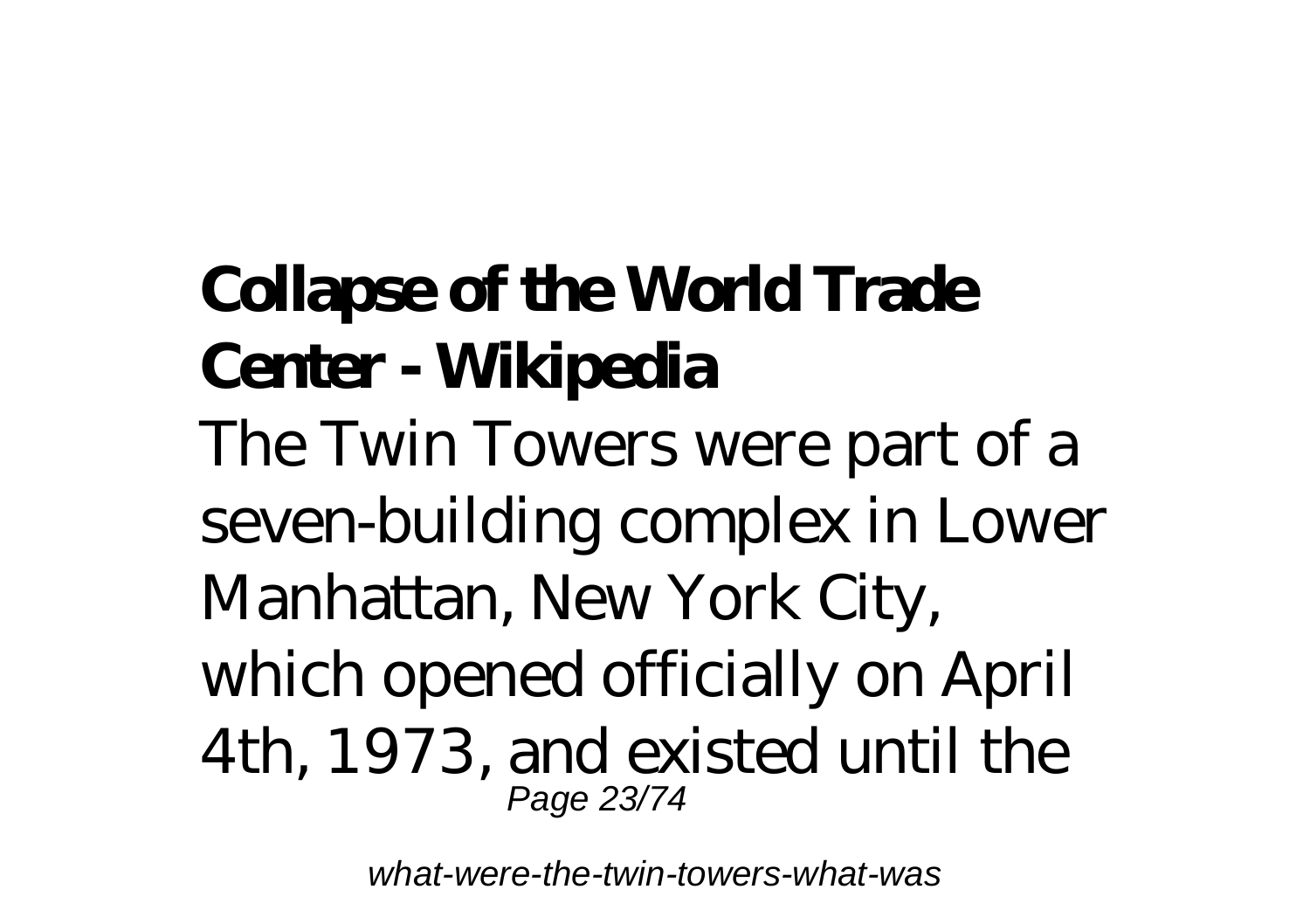**Collapse of the World Trade Center - Wikipedia**

The Twin Towers were part of a seven-building complex in Lower Manhattan, New York City, which opened officially on April 4th, 1973, and existed until the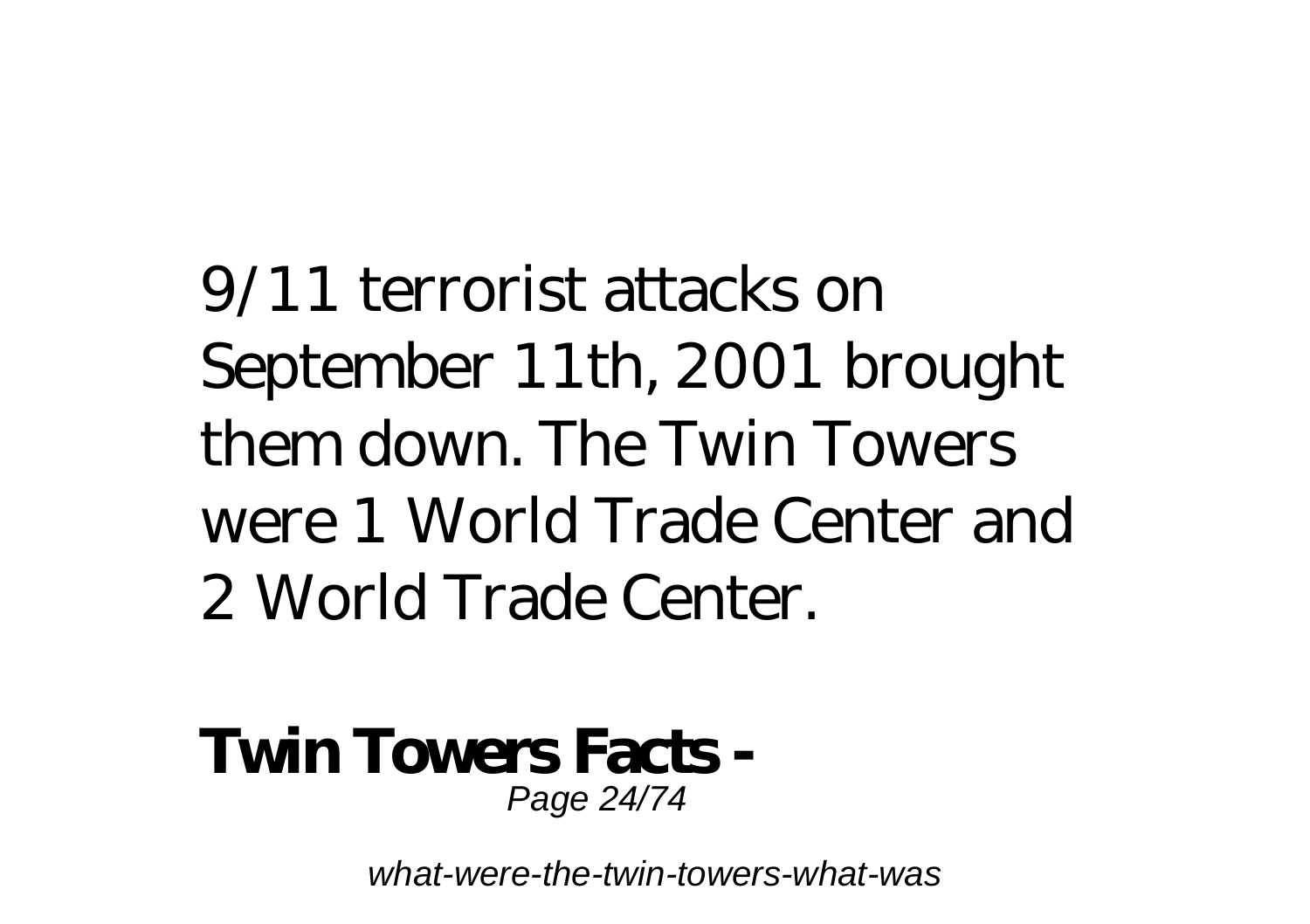9/11 terrorist attacks on September 11th, 2001 brought them down. The Twin Towers were 1 World Trade Center and 2 World Trade Center.

**Twin Towers Facts -**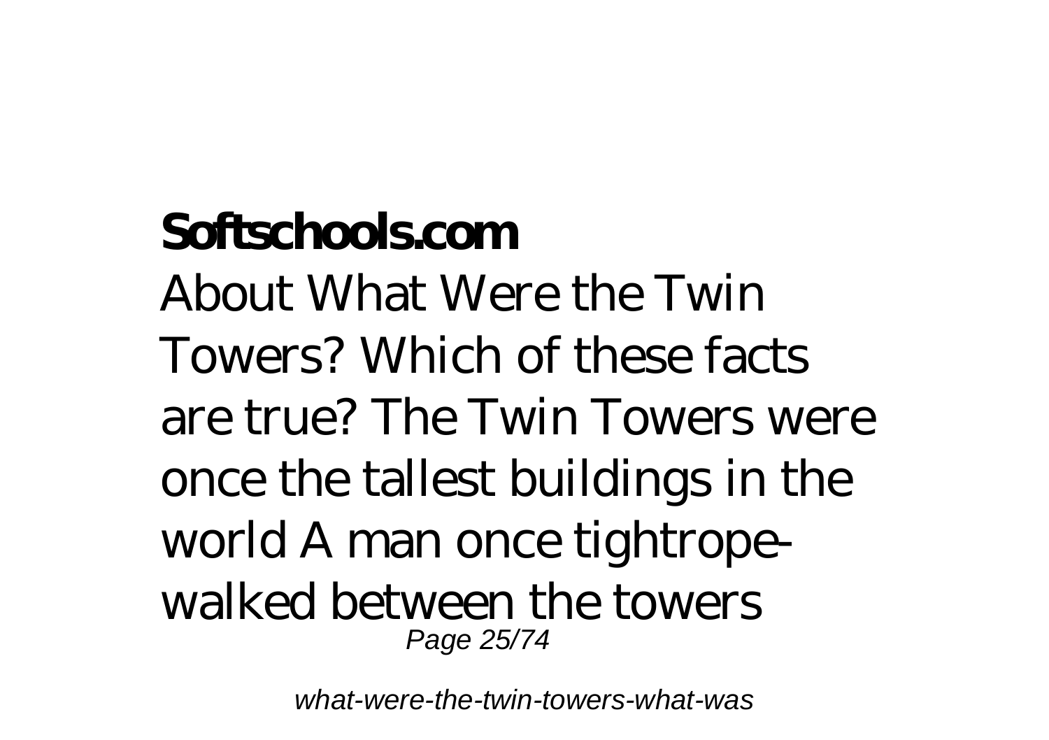**Softschools.com**

About What Were the Twin Towers? Which of these facts are true? The Twin Towers were once the tallest buildings in the world A man once tightrope-walked between the towers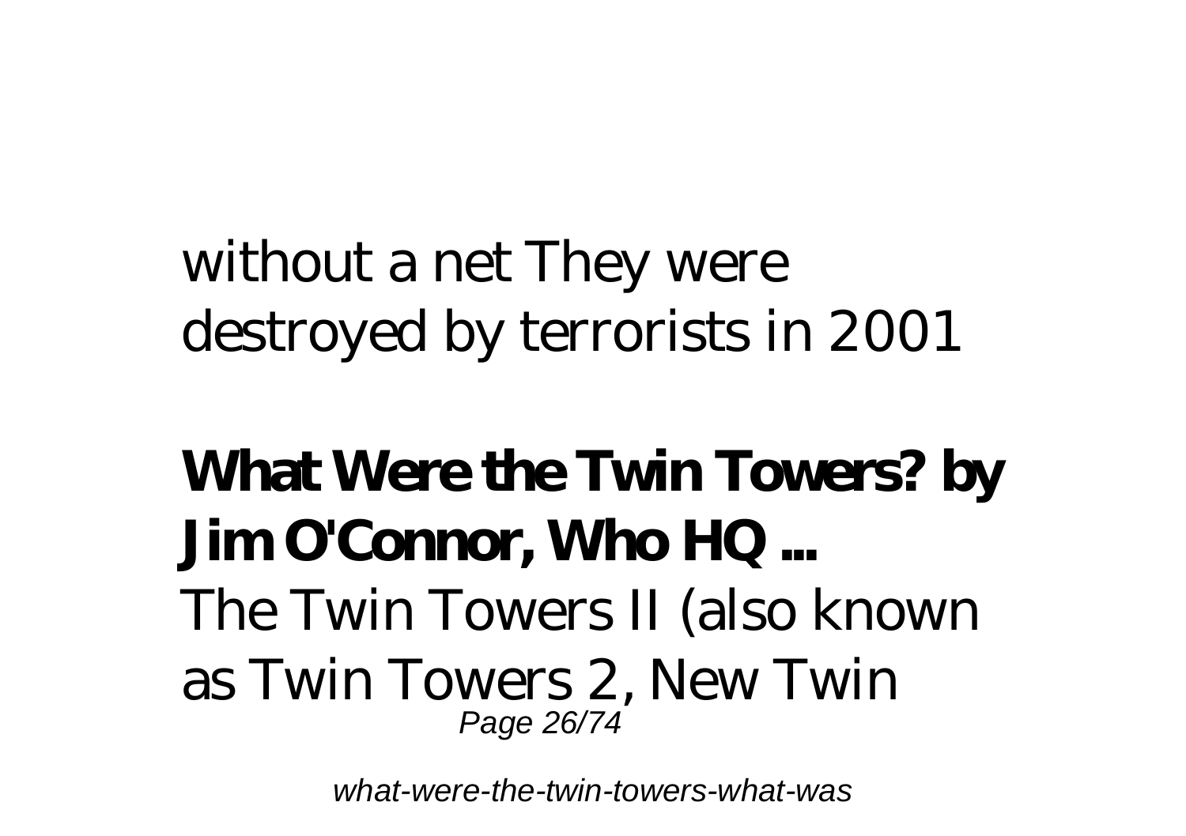without a net They were destroyed by terrorists in 2001

**What Were the Twin Towers? by Jim O'Connor, Who HQ ...**

The Twin Towers II (also known as Twin Towers 2, New Twin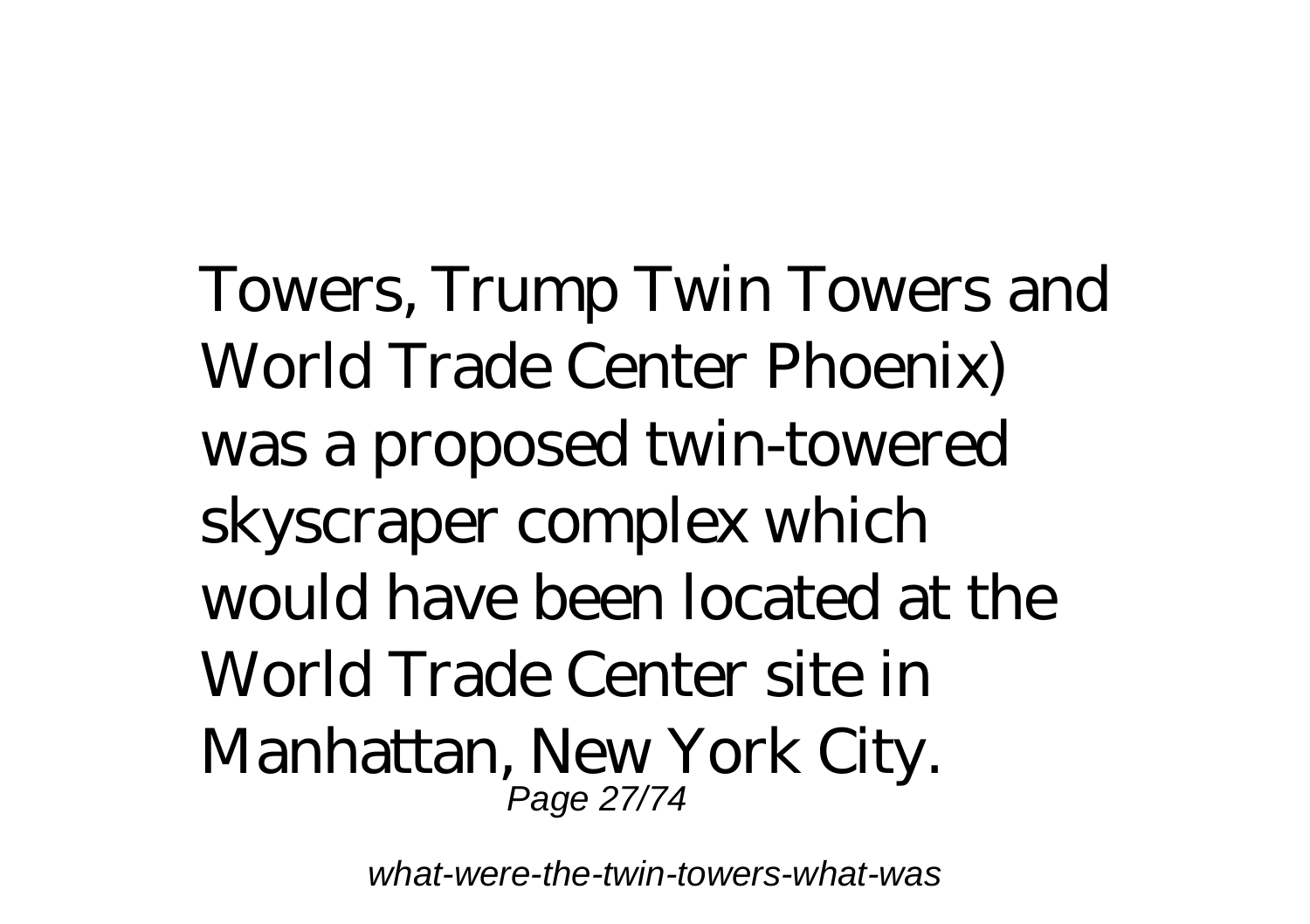Towers, Trump Twin Towers and World Trade Center Phoenix) was a proposed twin-towered skyscraper complex which would have been located at the World Trade Center site in Manhattan, New York City.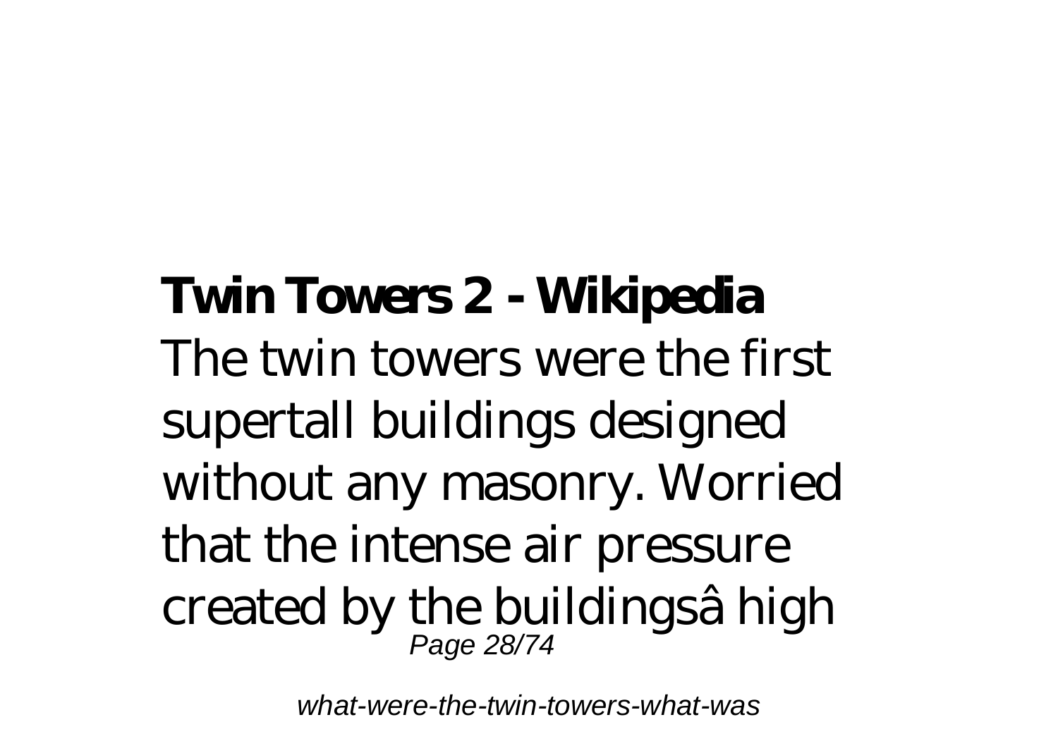**Twin Towers 2 - Wikipedia**

The twin towers were the first supertall buildings designed without any masonry. Worried that the intense air pressure created by the buildingsâ high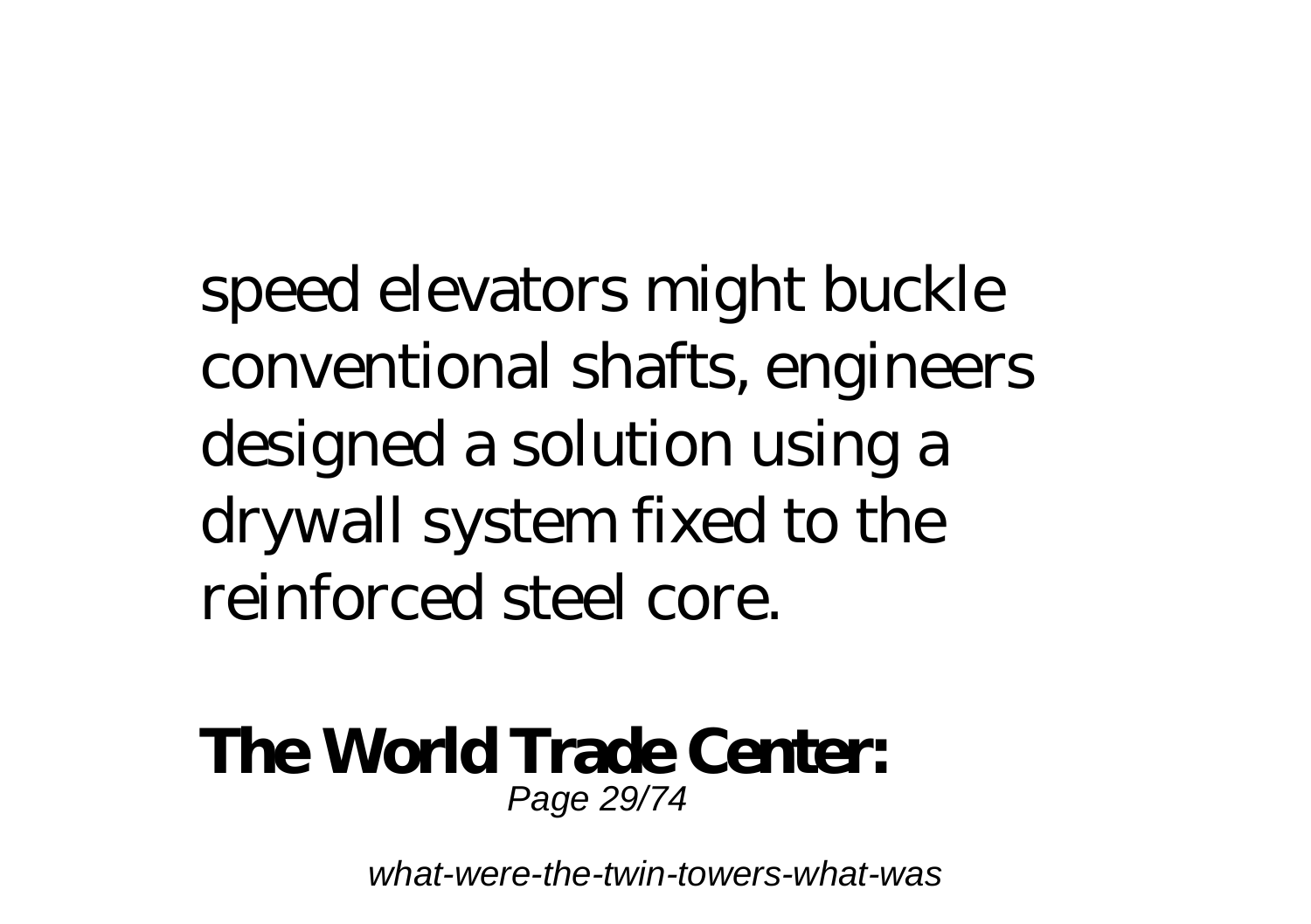speed elevators might buckle conventional shafts, engineers designed a solution using a drywall system fixed to the reinforced steel core.

**The World Trade Center:**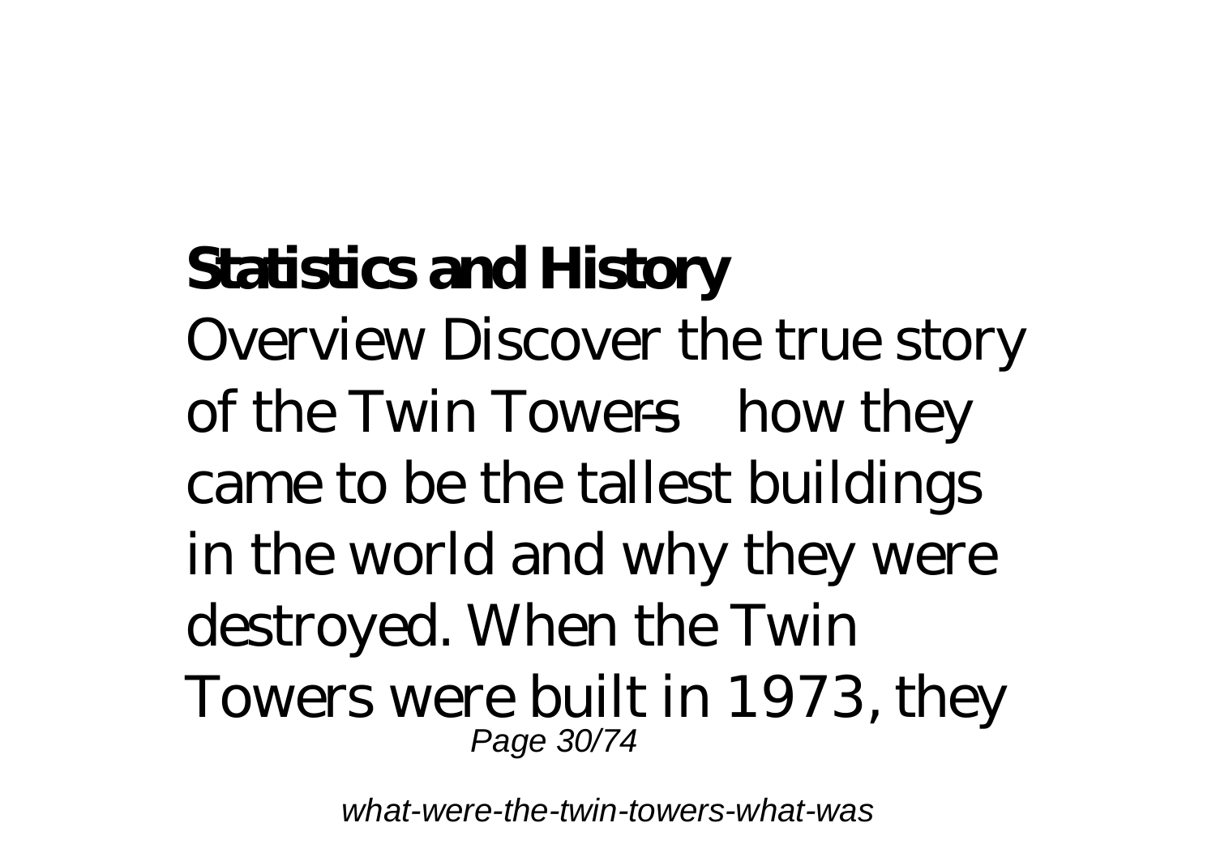**Statistics and History**

Overview Discover the true story of the Twin Towers—how they came to be the tallest buildings in the world and why they were destroyed. When the Twin Towers were built in 1973, they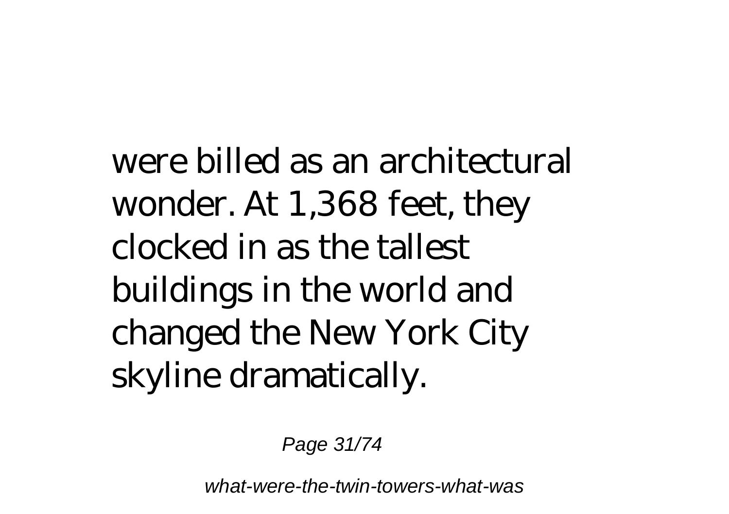were billed as an architectural wonder. At 1,368 feet, they clocked in as the tallest buildings in the world and changed the New York City skyline dramatically.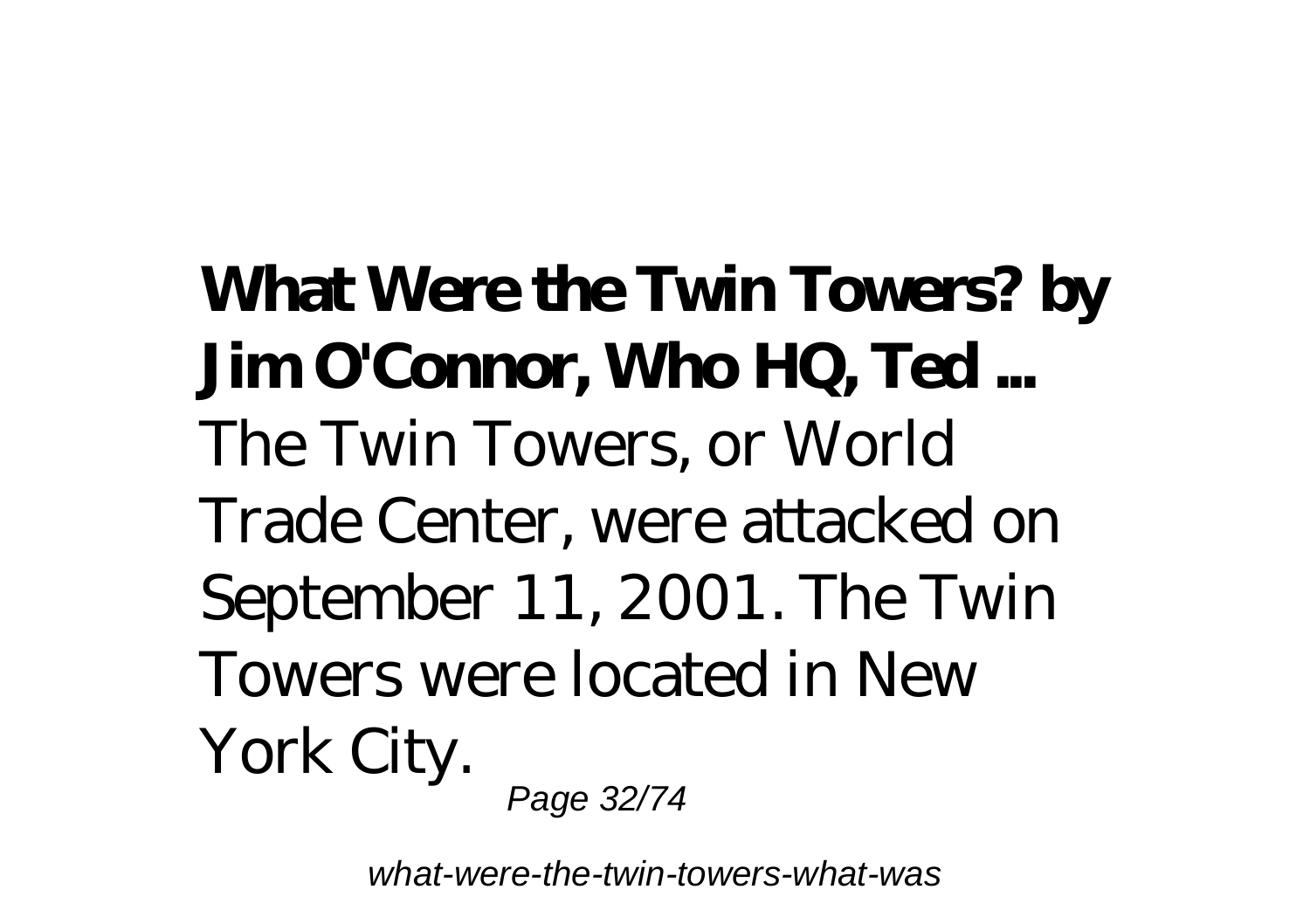**What Were the Twin Towers? by Jim O'Connor, Who HQ, Ted ...**

The Twin Towers, or World Trade Center, were attacked on September 11, 2001. The Twin Towers were located in New York City.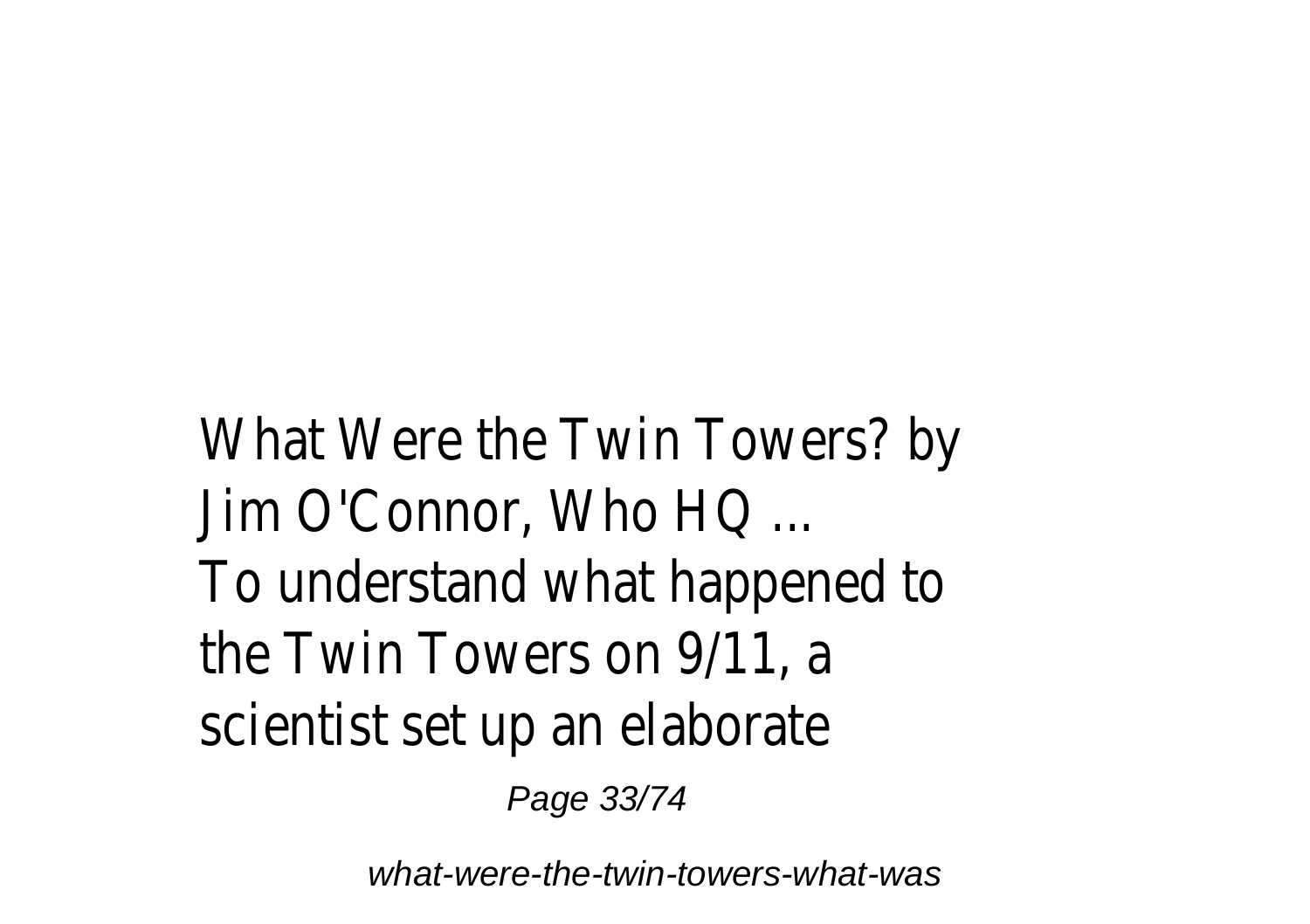What Were the Twin Towers? by Jim O'Connor, Who HQ ...
To understand what happened to the Twin Towers on 9/11, a scientist set up an elaborate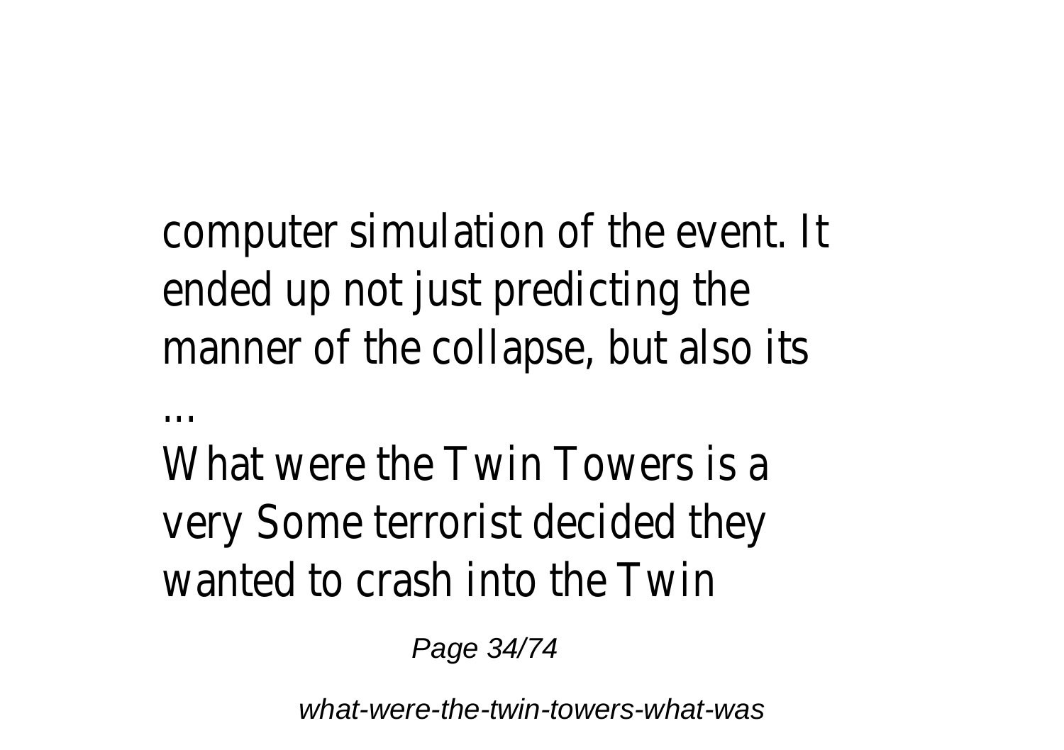computer simulation of the event. It ended up not just predicting the manner of the collapse, but also its ...

What were the Twin Towers is a very Some terrorist decided they wanted to crash into the Twin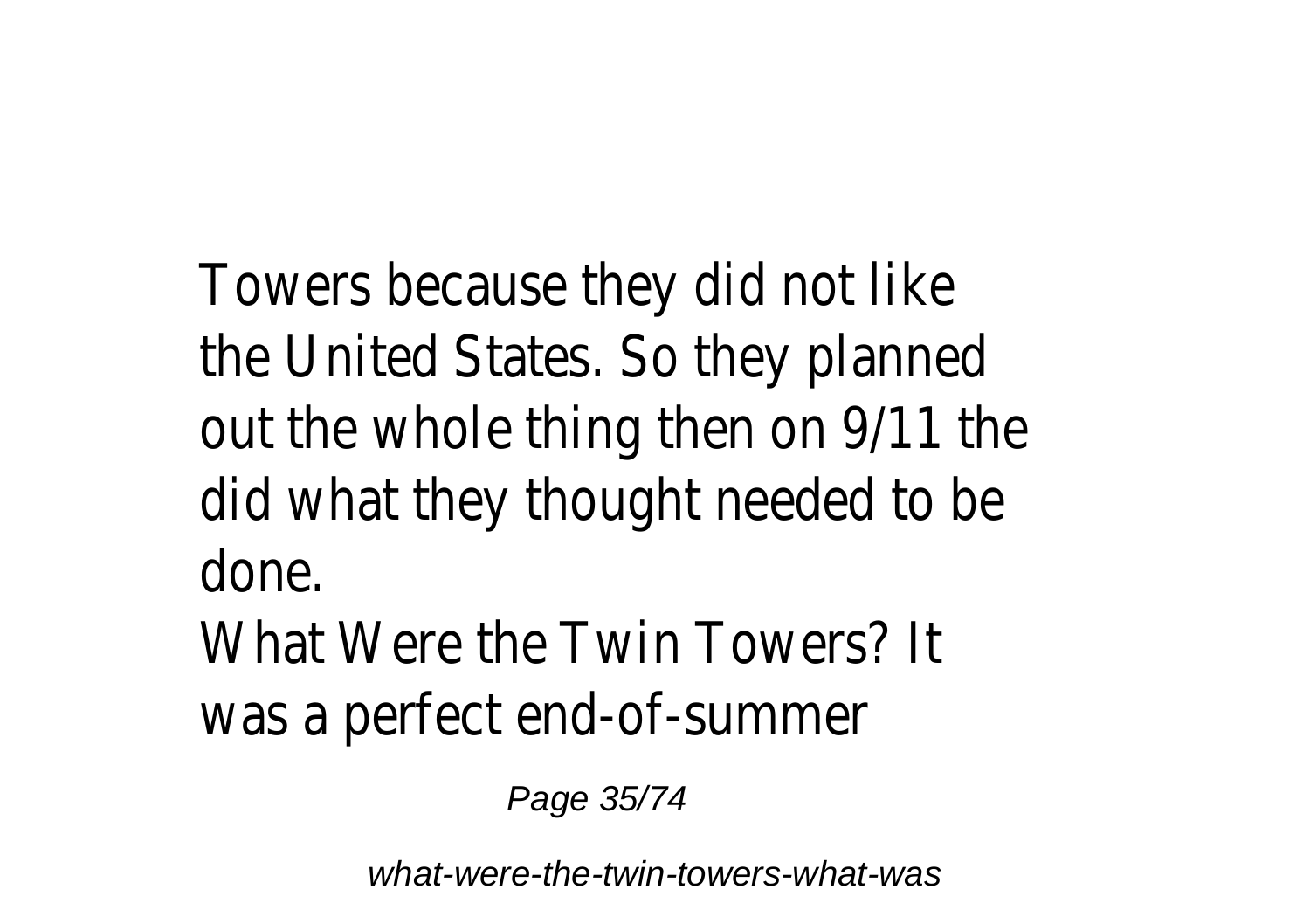Towers because they did not like the United States. So they planned out the whole thing then on 9/11 the did what they thought needed to be done.

What Were the Twin Towers? It was a perfect end-of-summer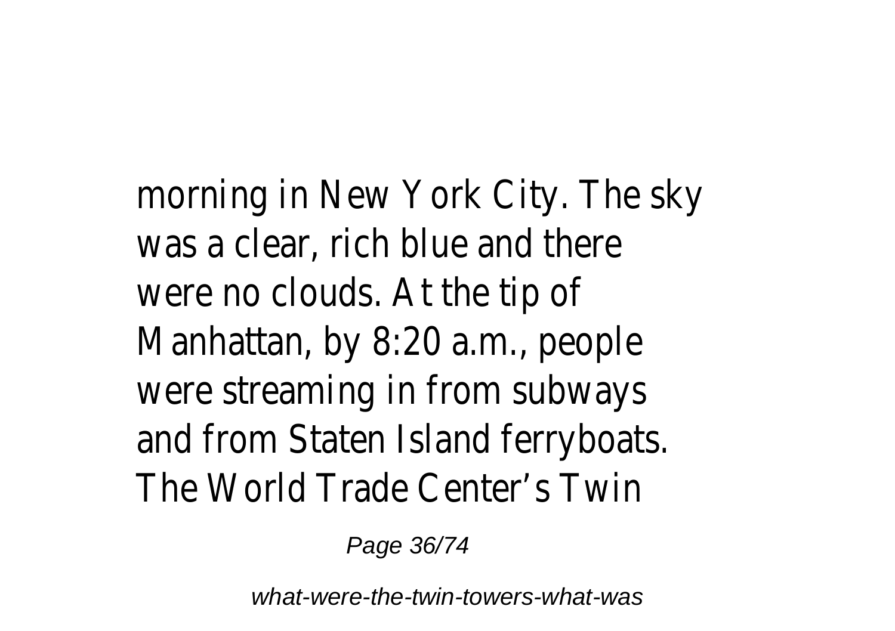morning in New York City. The sky was a clear, rich blue and there were no clouds. At the tip of Manhattan, by 8:20 a.m., people were streaming in from subways and from Staten Island ferryboats. The World Trade Center's Twin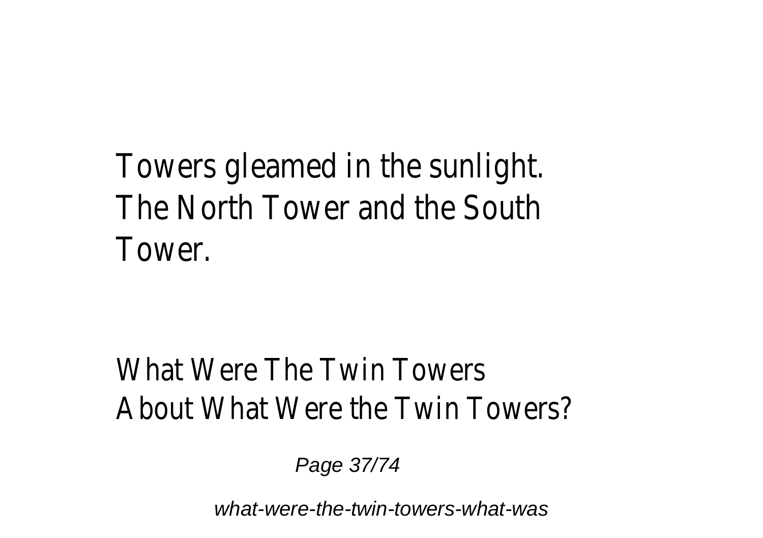Towers gleamed in the sunlight. The North Tower and the South Tower.

What Were The Twin Towers
About What Were the Twin Towers?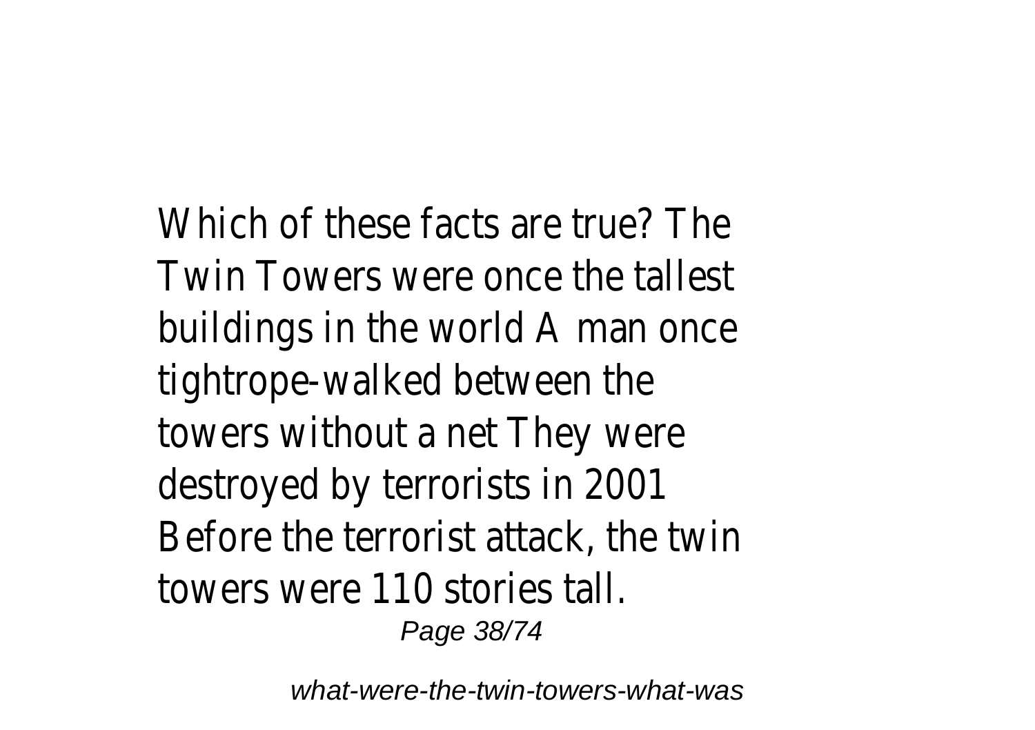Which of these facts are true? The Twin Towers were once the tallest buildings in the world A man once tightrope-walked between the towers without a net They were destroyed by terrorists in 2001 Before the terrorist attack, the twin towers were 110 stories tall.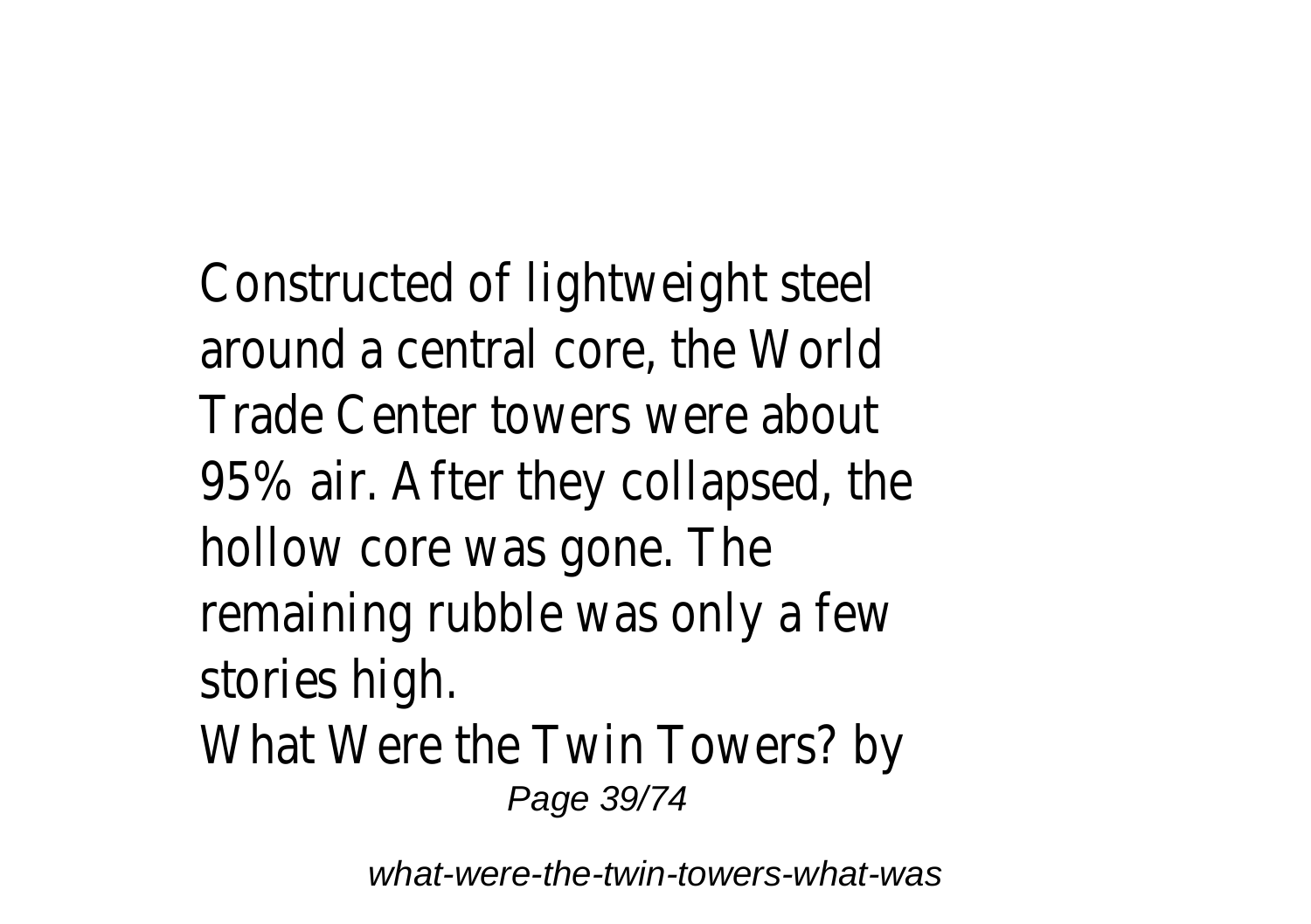Constructed of lightweight steel around a central core, the World Trade Center towers were about 95% air. After they collapsed, the hollow core was gone. The remaining rubble was only a few stories high.

What Were the Twin Towers? by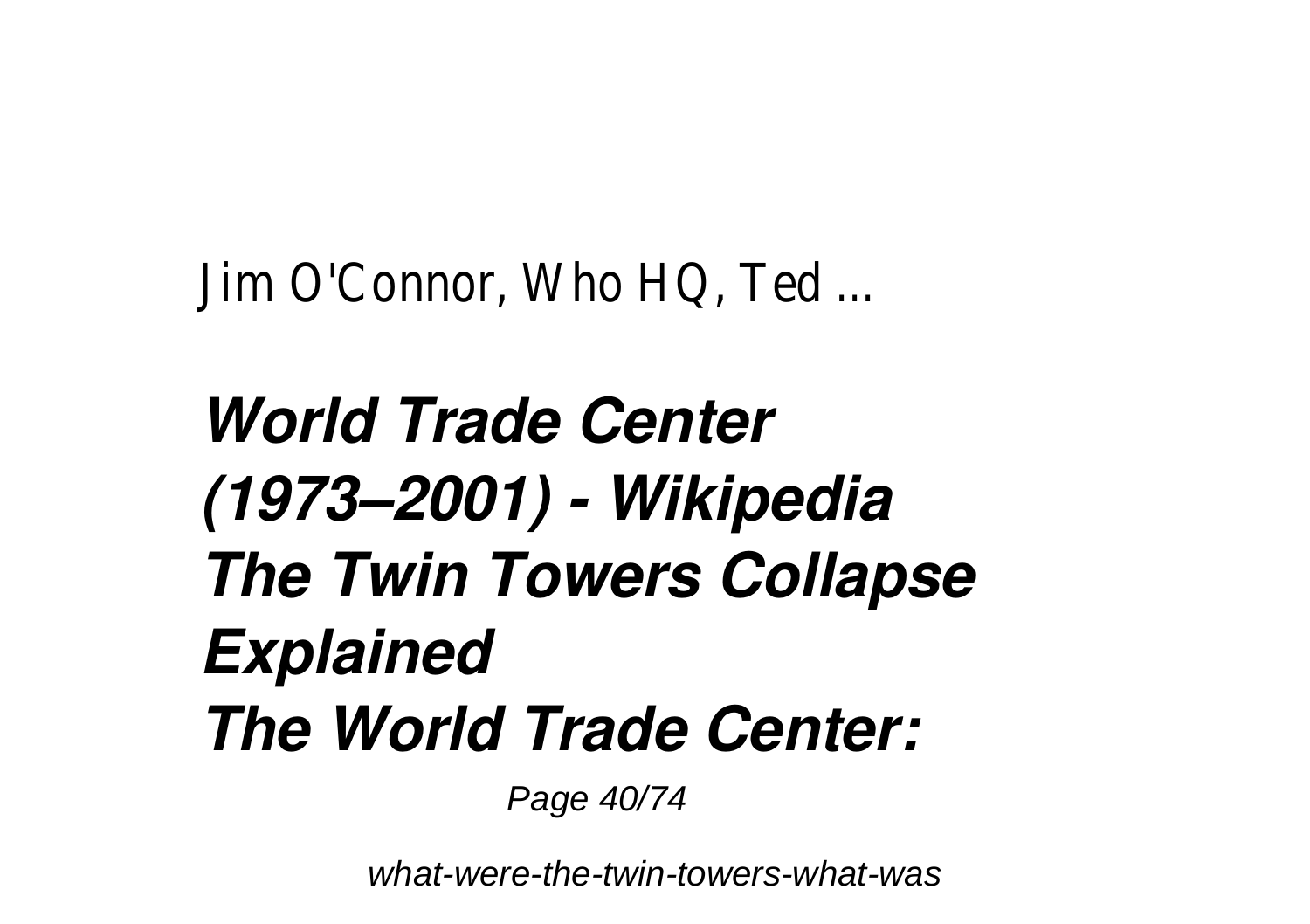Jim O'Connor, Who HQ, Ted ...

***World Trade Center (1973–2001) - Wikipedia***
***The Twin Towers Collapse Explained***
***The World Trade Center:***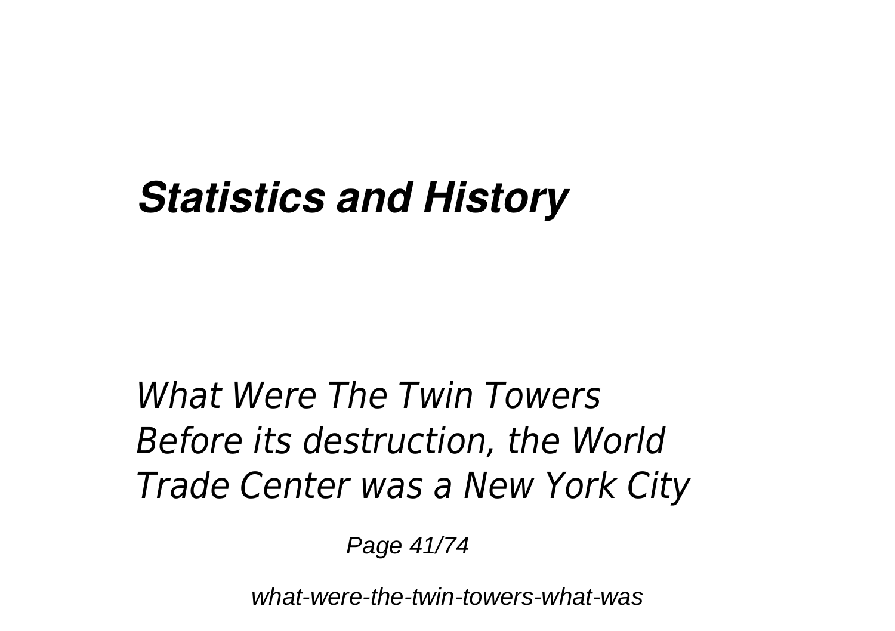***Statistics and History***

*What Were The Twin Towers Before its destruction, the World Trade Center was a New York City*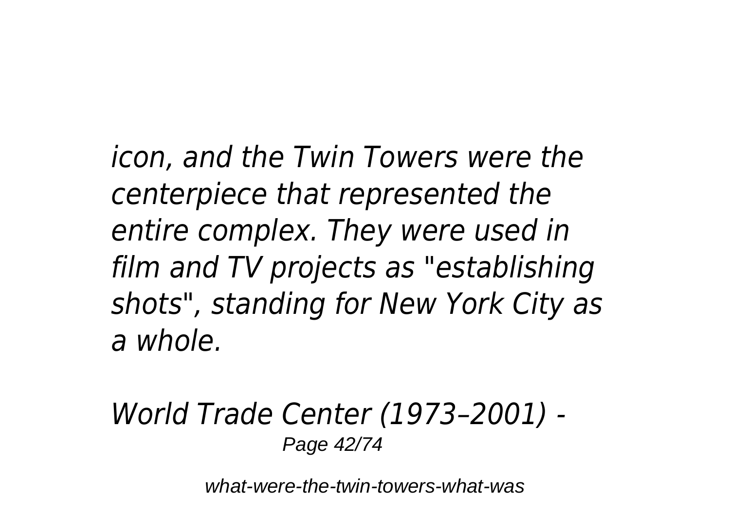*icon, and the Twin Towers were the centerpiece that represented the entire complex. They were used in film and TV projects as "establishing shots", standing for New York City as a whole.*

*World Trade Center (1973–2001) -*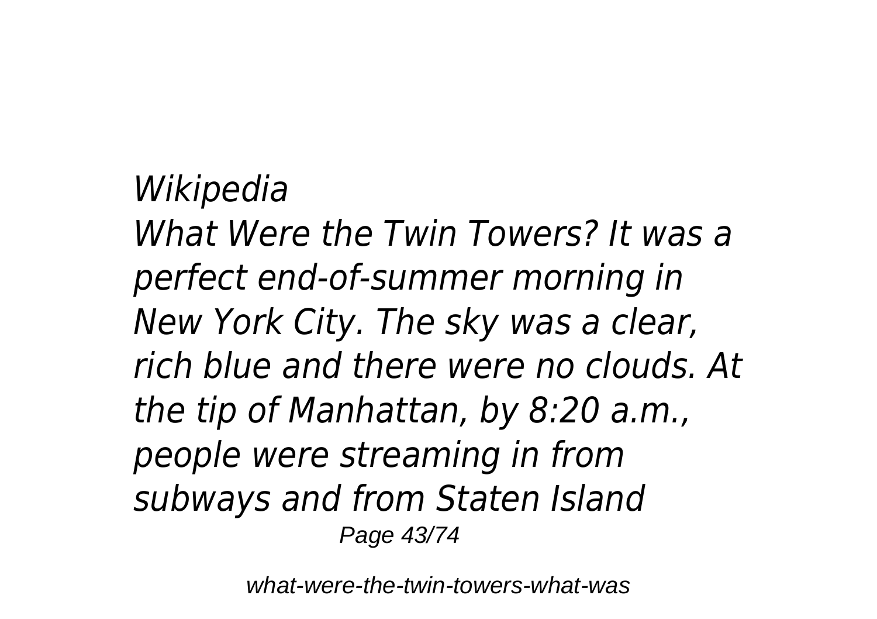*Wikipedia*
*What Were the Twin Towers? It was a perfect end-of-summer morning in New York City. The sky was a clear, rich blue and there were no clouds. At the tip of Manhattan, by 8:20 a.m., people were streaming in from subways and from Staten Island*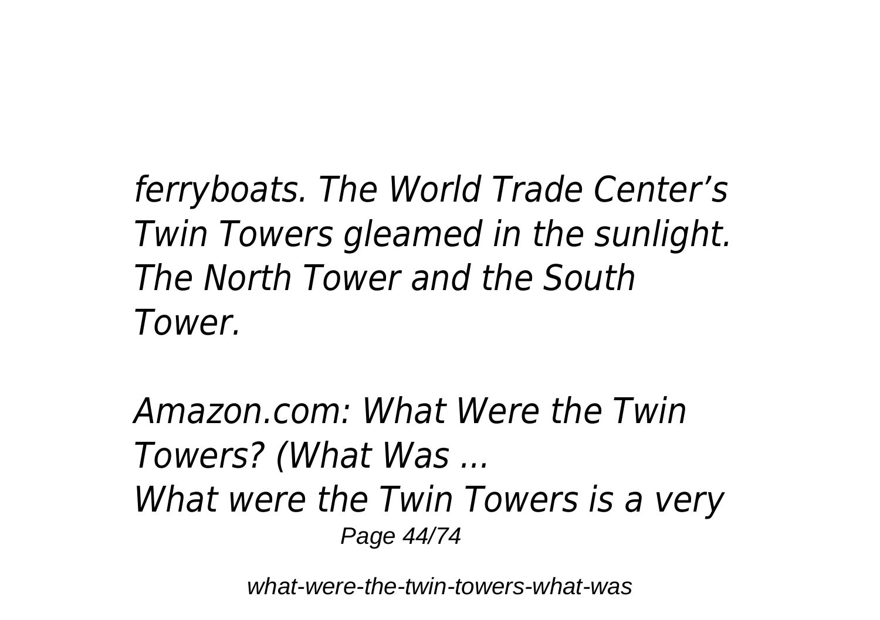*ferryboats. The World Trade Center's Twin Towers gleamed in the sunlight. The North Tower and the South Tower.*

*Amazon.com: What Were the Twin Towers? (What Was ...*

*What were the Twin Towers is a very*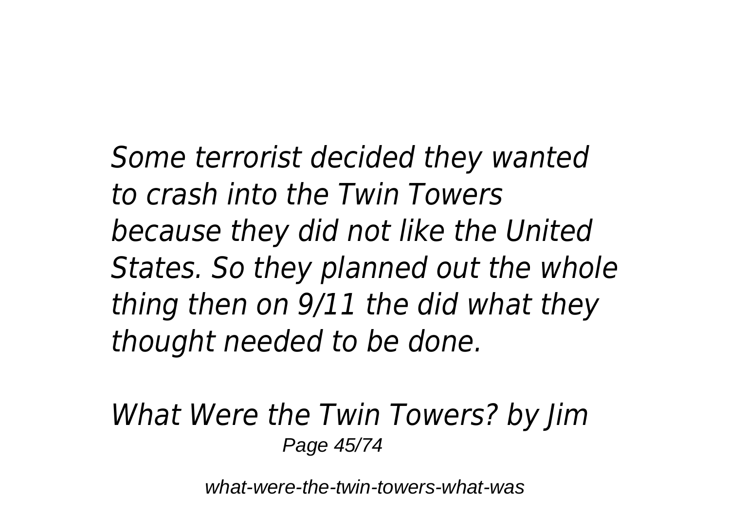*Some terrorist decided they wanted to crash into the Twin Towers because they did not like the United States. So they planned out the whole thing then on 9/11 the did what they thought needed to be done.*

*What Were the Twin Towers? by Jim*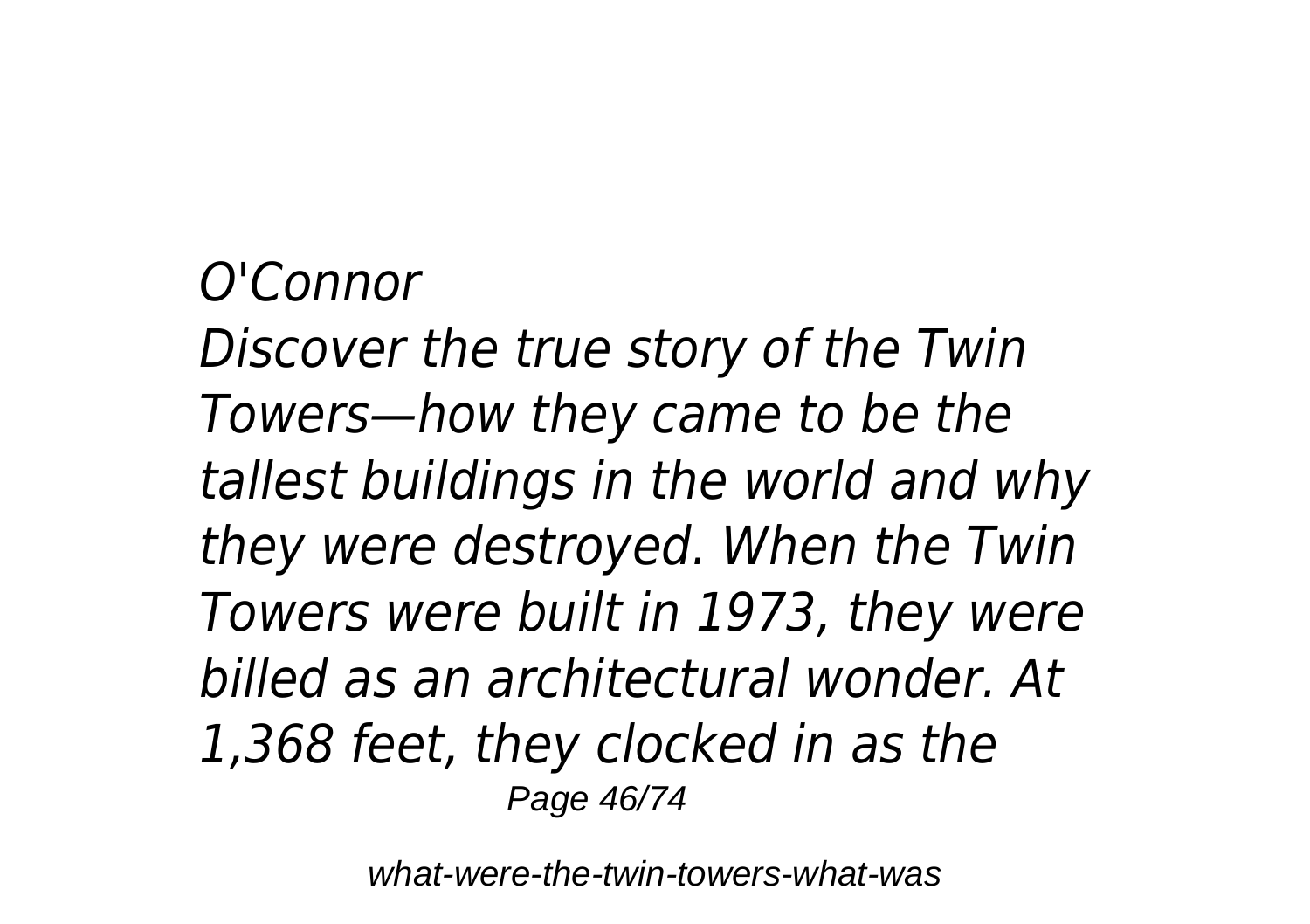*O'Connor*

*Discover the true story of the Twin Towers—how they came to be the tallest buildings in the world and why they were destroyed. When the Twin Towers were built in 1973, they were billed as an architectural wonder. At 1,368 feet, they clocked in as the*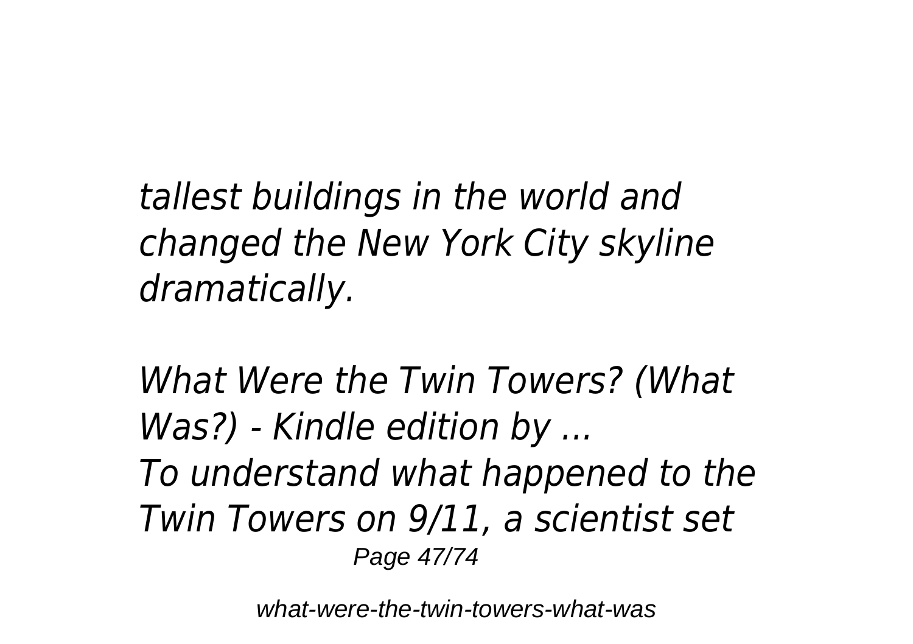*tallest buildings in the world and changed the New York City skyline dramatically.*

*What Were the Twin Towers? (What Was?) - Kindle edition by ...*
*To understand what happened to the Twin Towers on 9/11, a scientist set*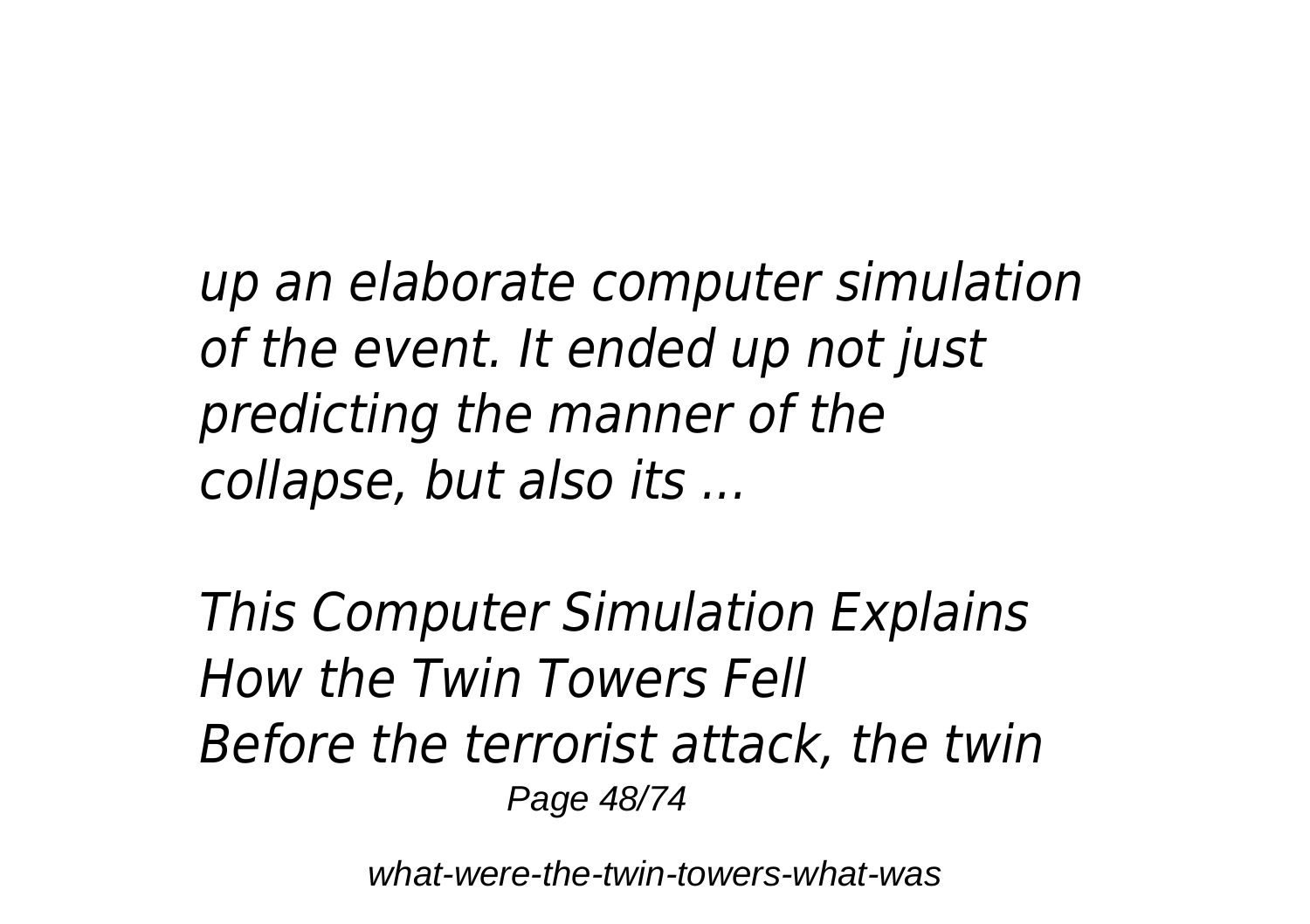*up an elaborate computer simulation of the event. It ended up not just predicting the manner of the collapse, but also its ...*

*This Computer Simulation Explains How the Twin Towers Fell*
*Before the terrorist attack, the twin*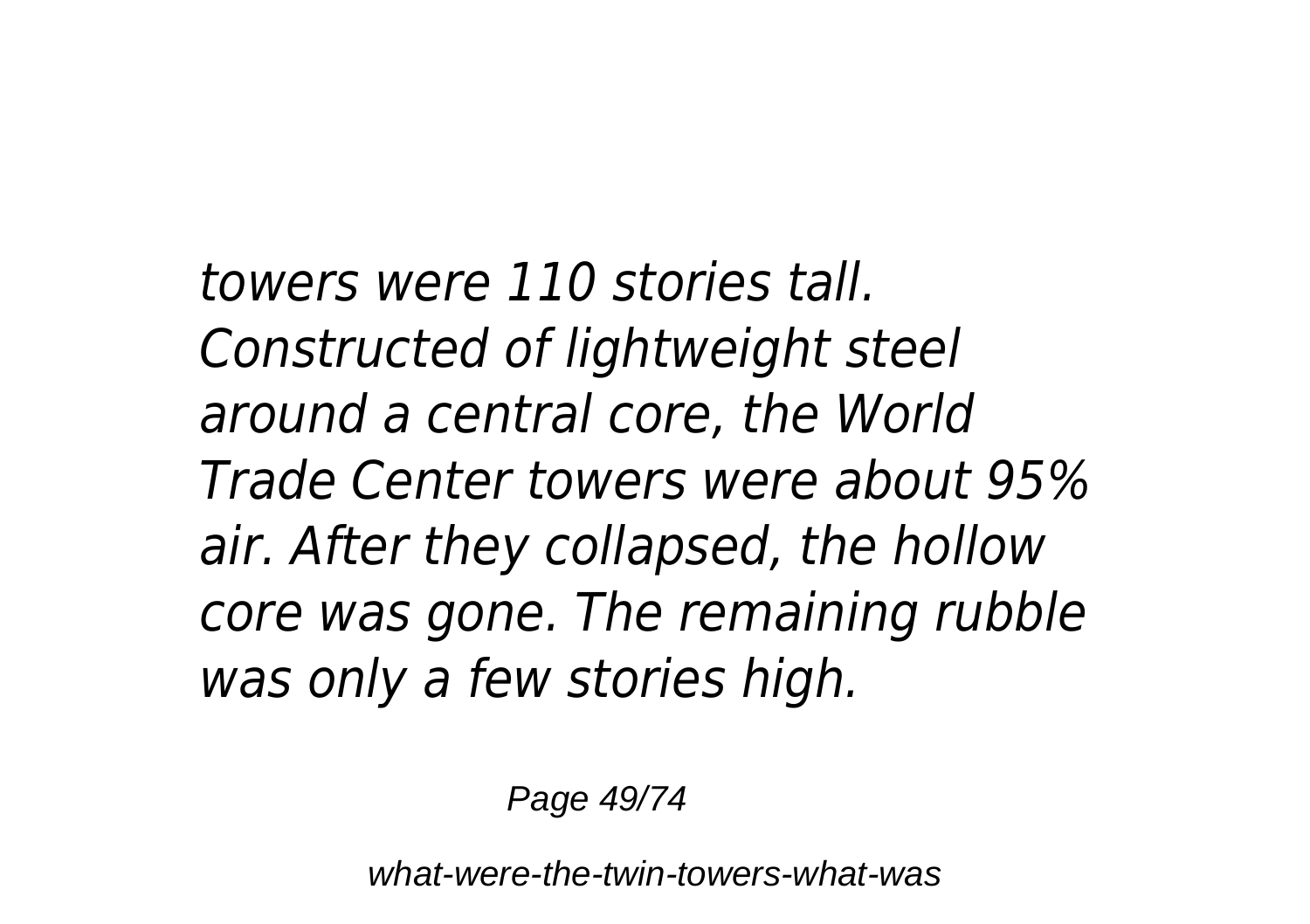*towers were 110 stories tall. Constructed of lightweight steel around a central core, the World Trade Center towers were about 95% air. After they collapsed, the hollow core was gone. The remaining rubble was only a few stories high.*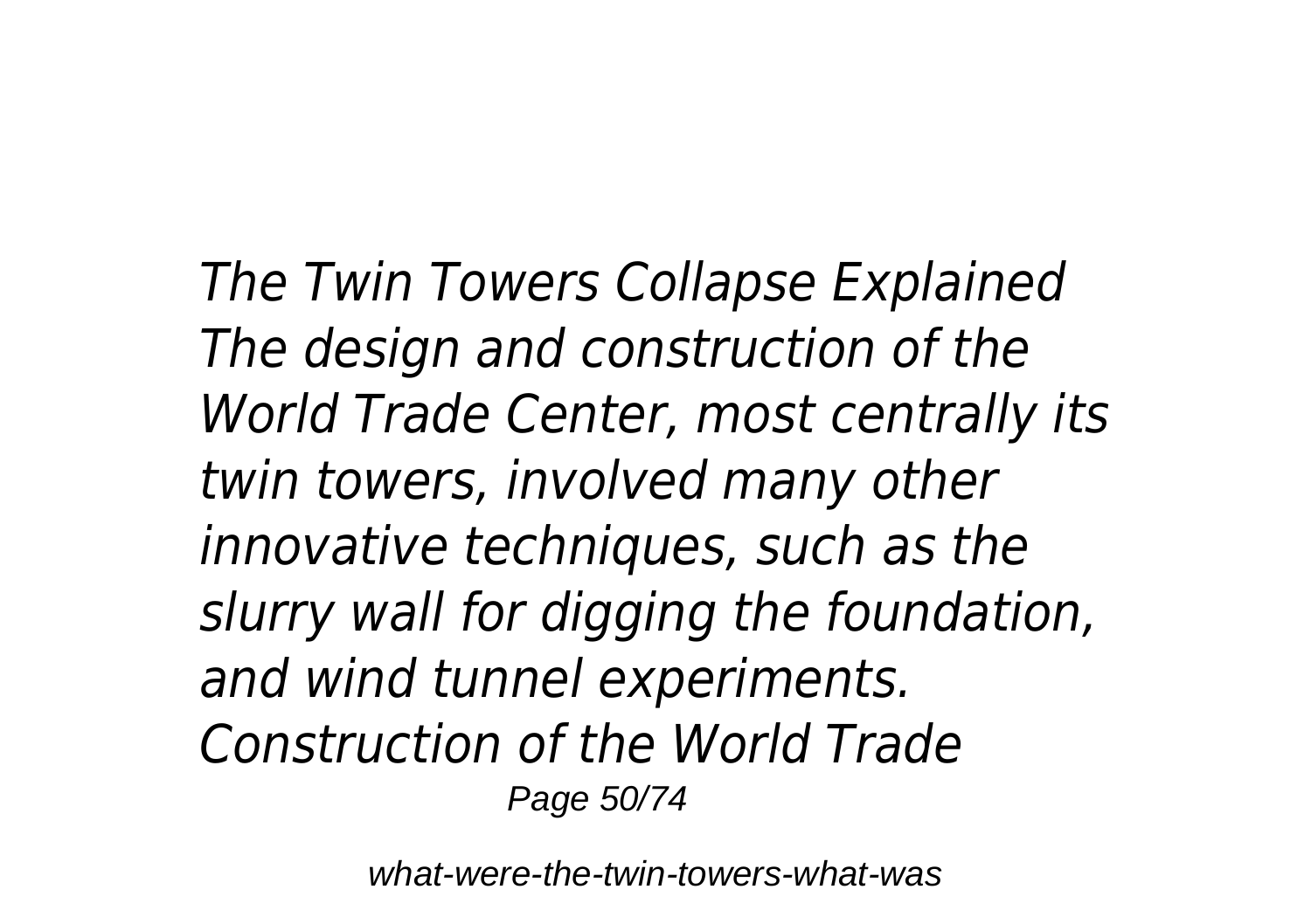*The Twin Towers Collapse Explained The design and construction of the World Trade Center, most centrally its twin towers, involved many other innovative techniques, such as the slurry wall for digging the foundation, and wind tunnel experiments. Construction of the World Trade*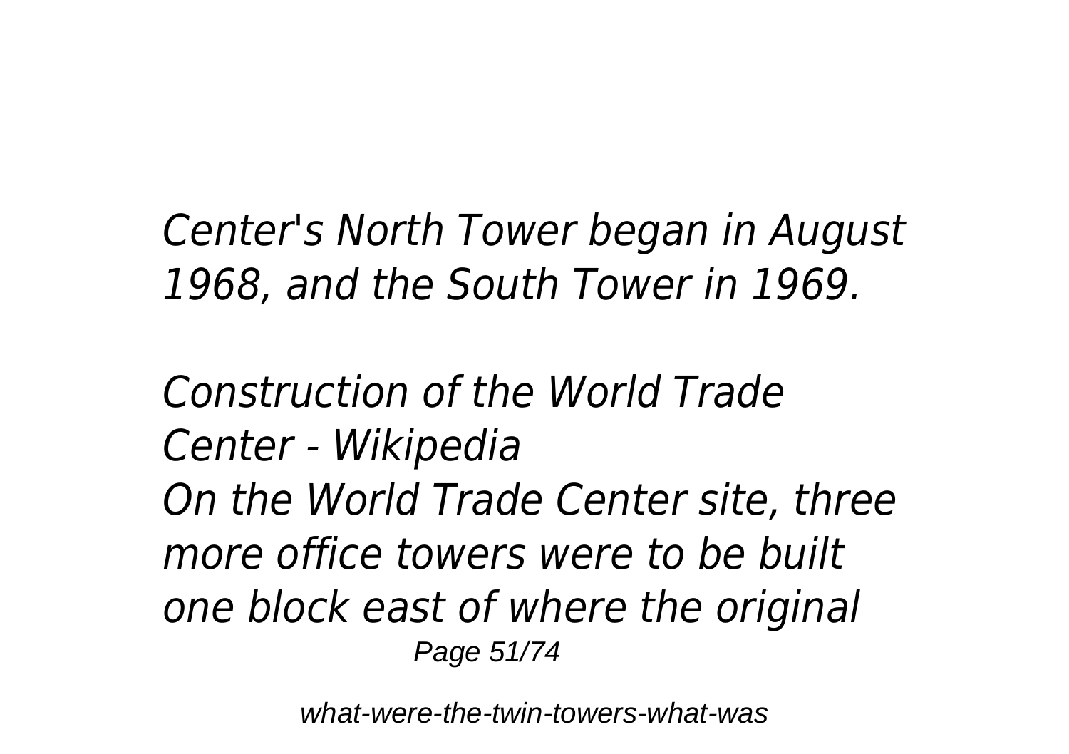*Center's North Tower began in August 1968, and the South Tower in 1969.*

*Construction of the World Trade Center - Wikipedia*
*On the World Trade Center site, three more office towers were to be built one block east of where the original*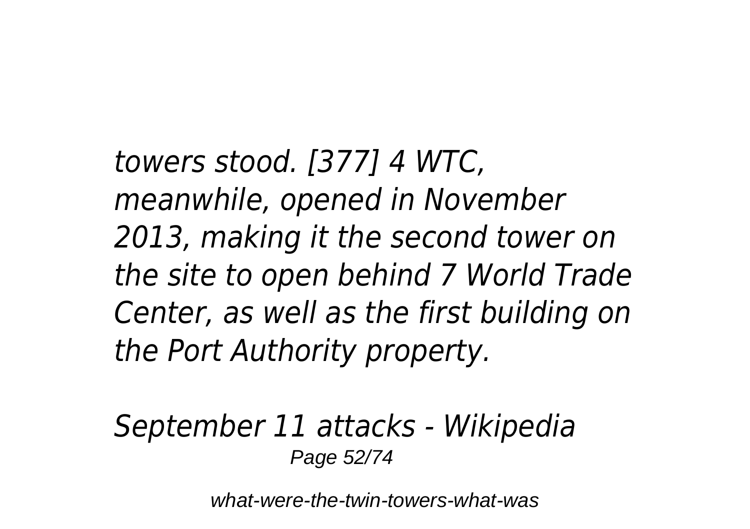*towers stood. [377] 4 WTC, meanwhile, opened in November 2013, making it the second tower on the site to open behind 7 World Trade Center, as well as the first building on the Port Authority property.*

*September 11 attacks - Wikipedia*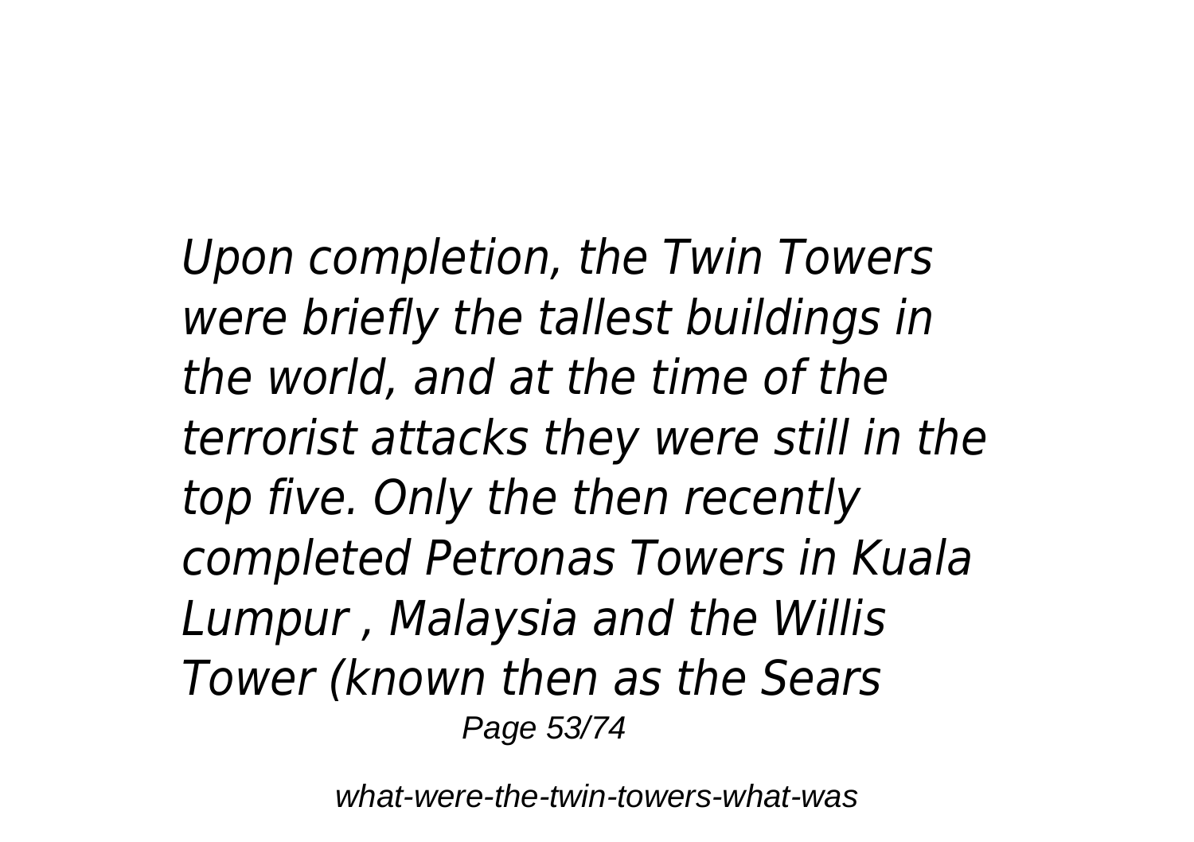*Upon completion, the Twin Towers were briefly the tallest buildings in the world, and at the time of the terrorist attacks they were still in the top five. Only the then recently completed Petronas Towers in Kuala Lumpur , Malaysia and the Willis Tower (known then as the Sears*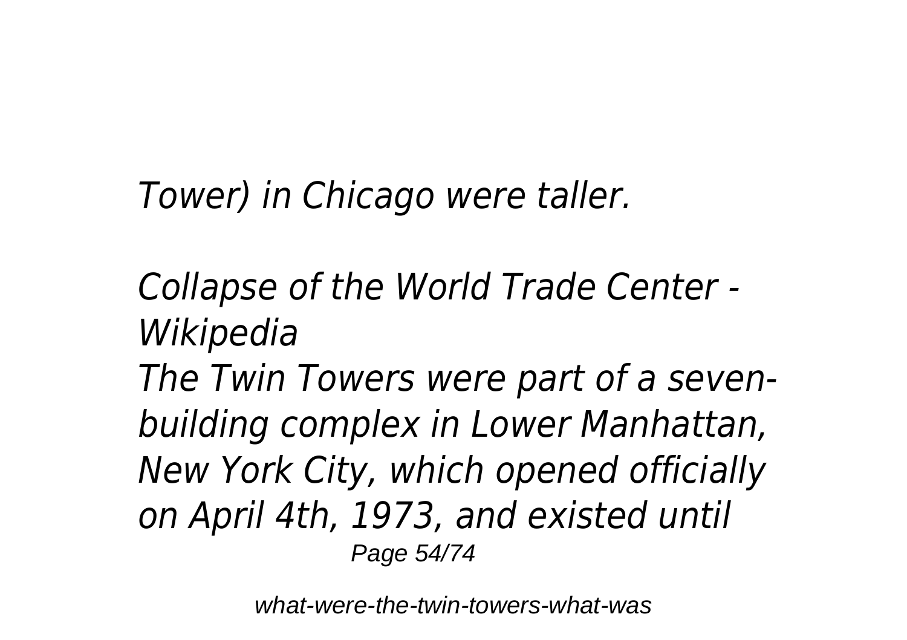*Tower) in Chicago were taller.*

*Collapse of the World Trade Center - Wikipedia*

*The Twin Towers were part of a seven-building complex in Lower Manhattan, New York City, which opened officially on April 4th, 1973, and existed until*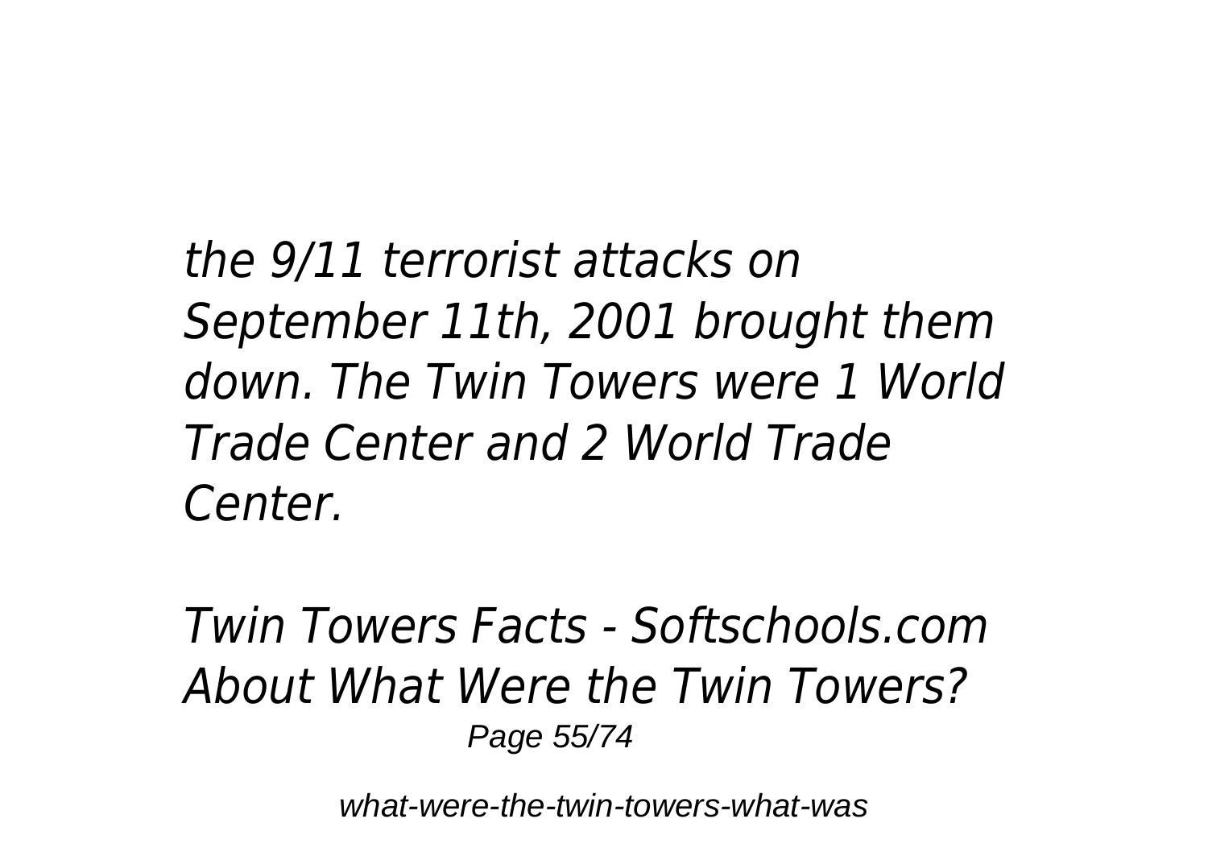*the 9/11 terrorist attacks on September 11th, 2001 brought them down. The Twin Towers were 1 World Trade Center and 2 World Trade Center.*

*Twin Towers Facts - Softschools.com*
*About What Were the Twin Towers?*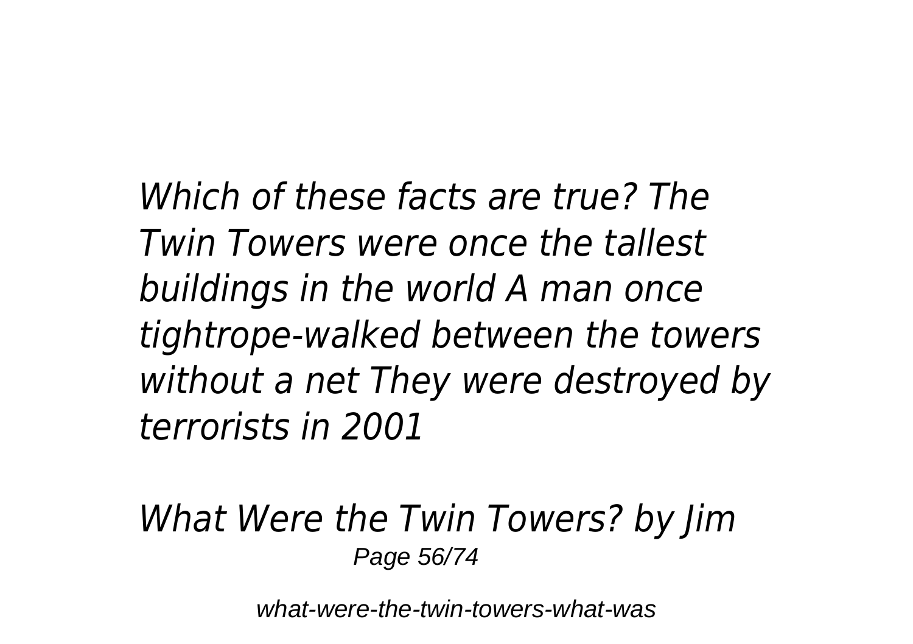*Which of these facts are true? The Twin Towers were once the tallest buildings in the world A man once tightrope-walked between the towers without a net They were destroyed by terrorists in 2001*

*What Were the Twin Towers? by Jim*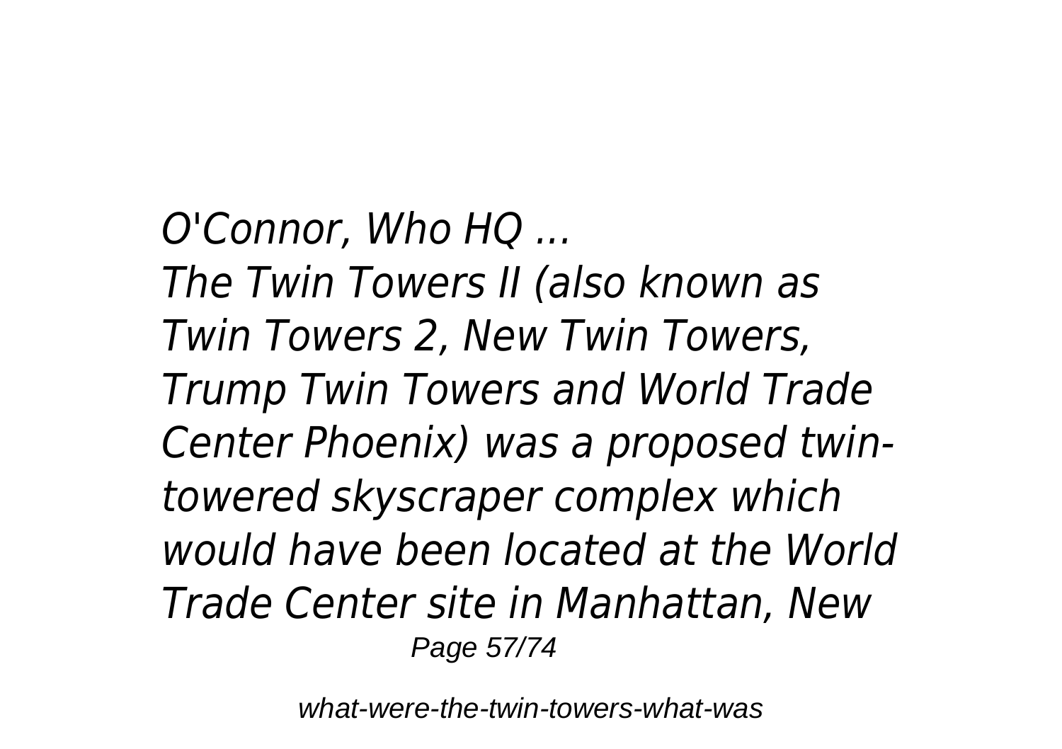*O'Connor, Who HQ ...*

*The Twin Towers II (also known as Twin Towers 2, New Twin Towers, Trump Twin Towers and World Trade Center Phoenix) was a proposed twin-towered skyscraper complex which would have been located at the World Trade Center site in Manhattan, New*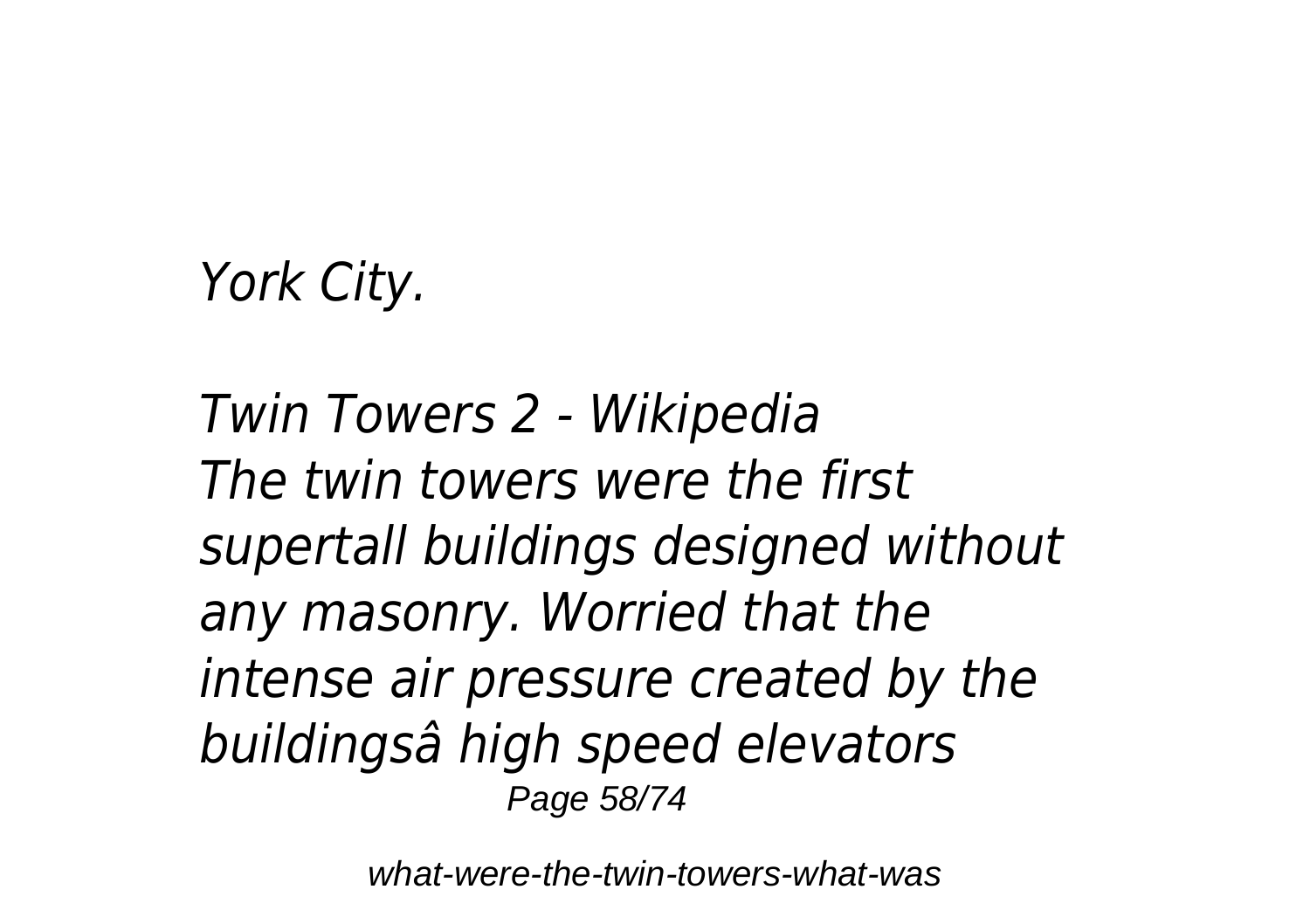*York City.*

*Twin Towers 2 - Wikipedia*
*The twin towers were the first supertall buildings designed without any masonry. Worried that the intense air pressure created by the buildingsâ high speed elevators*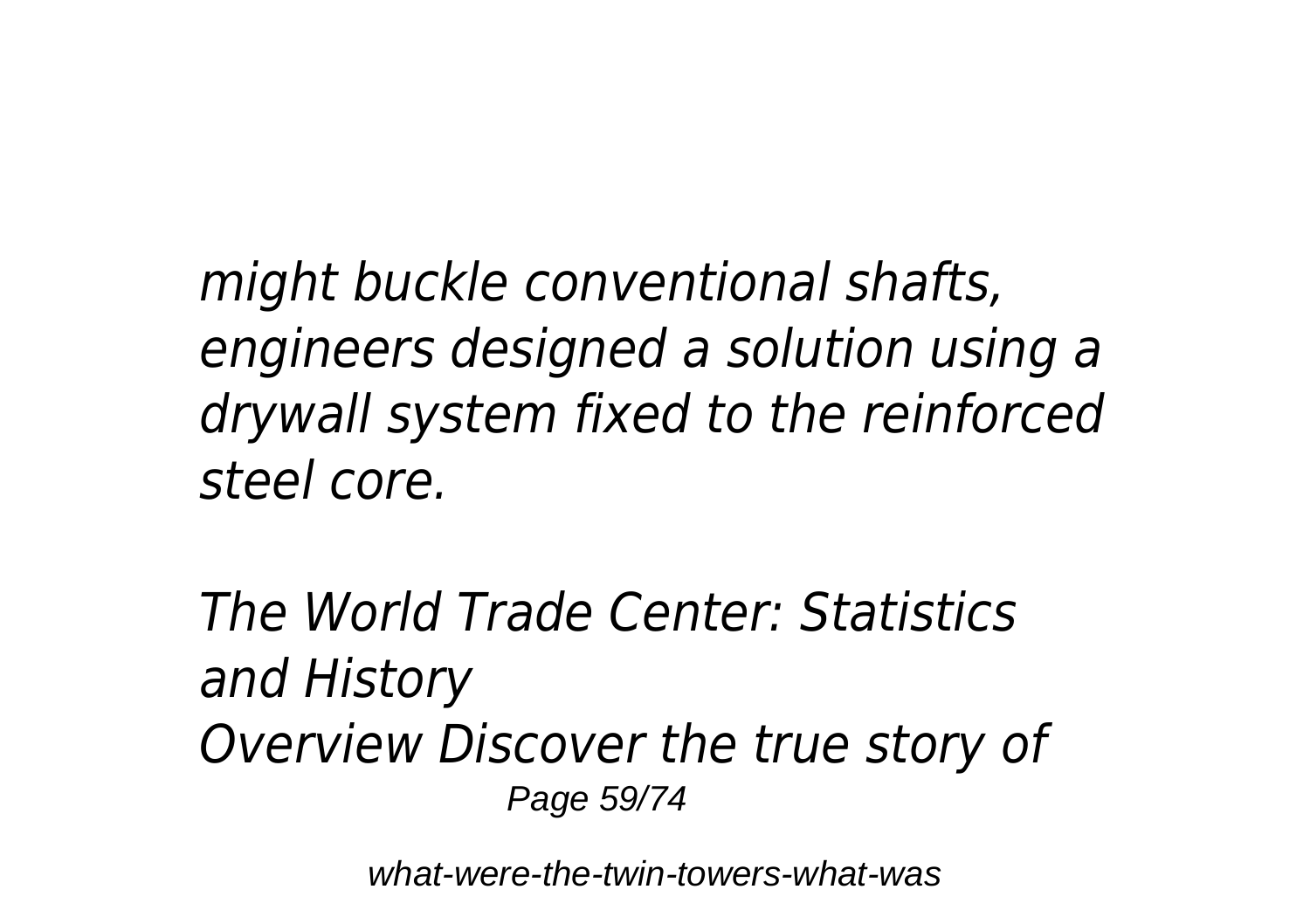*might buckle conventional shafts, engineers designed a solution using a drywall system fixed to the reinforced steel core.*

*The World Trade Center: Statistics and History*
*Overview Discover the true story of*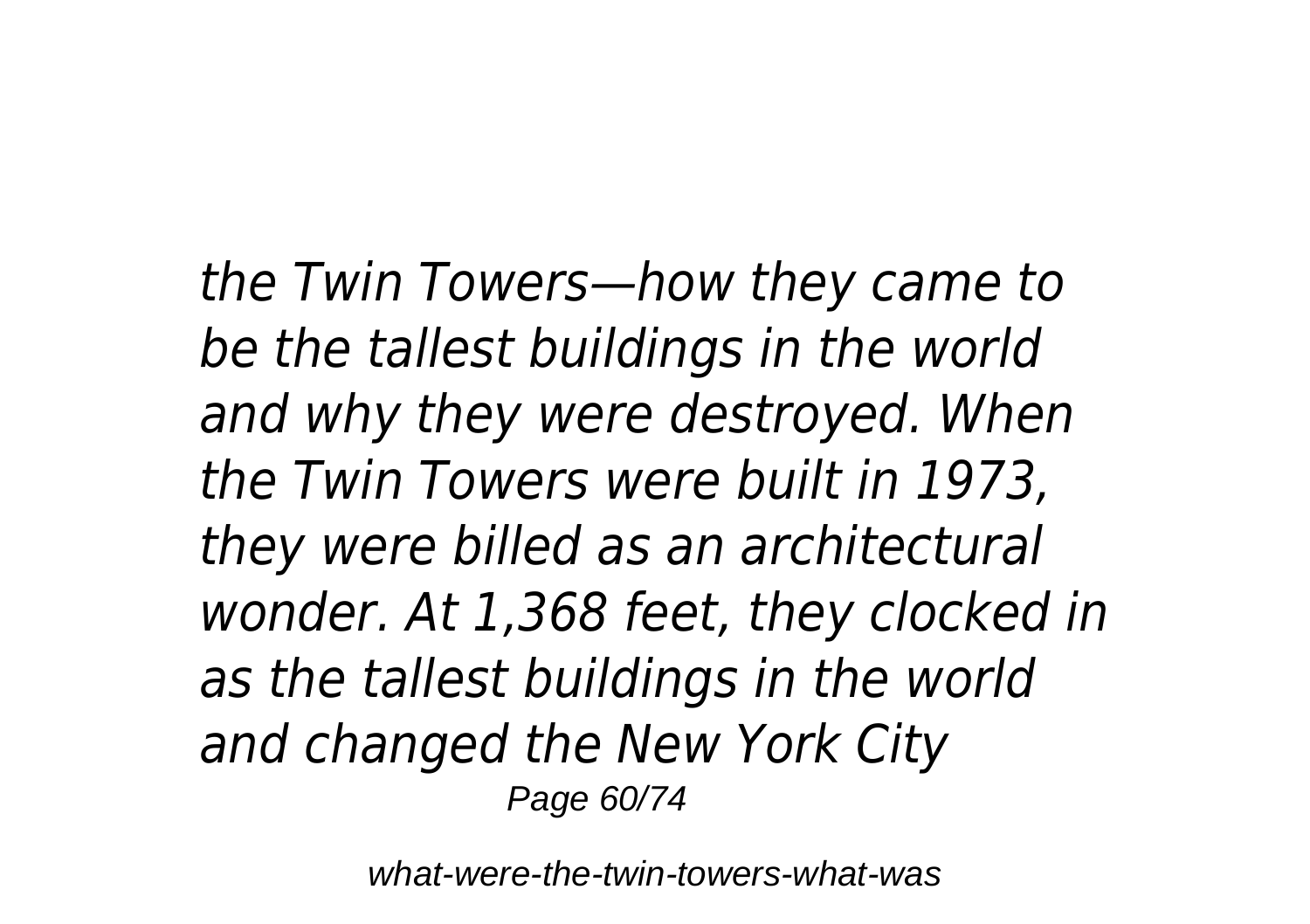*the Twin Towers—how they came to be the tallest buildings in the world and why they were destroyed. When the Twin Towers were built in 1973, they were billed as an architectural wonder. At 1,368 feet, they clocked in as the tallest buildings in the world and changed the New York City*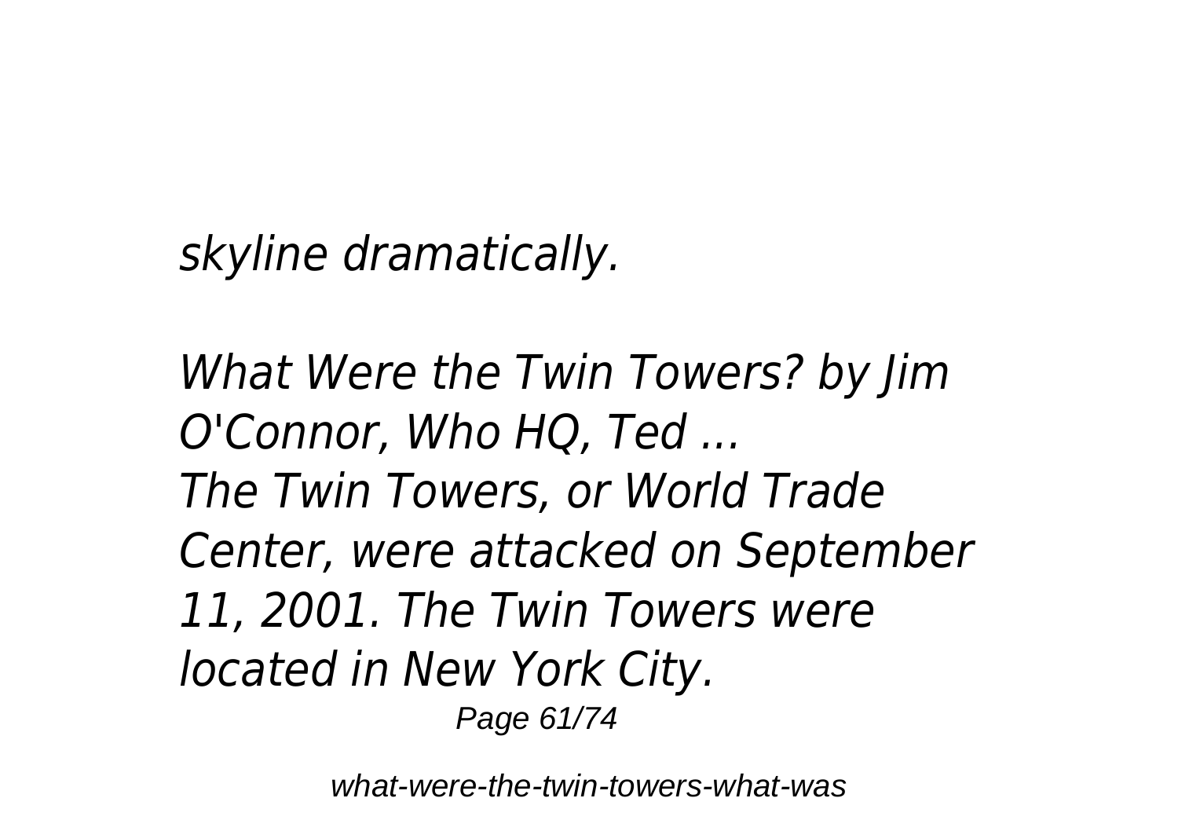*skyline dramatically.*

*What Were the Twin Towers? by Jim O'Connor, Who HQ, Ted ...*
*The Twin Towers, or World Trade Center, were attacked on September 11, 2001. The Twin Towers were located in New York City.*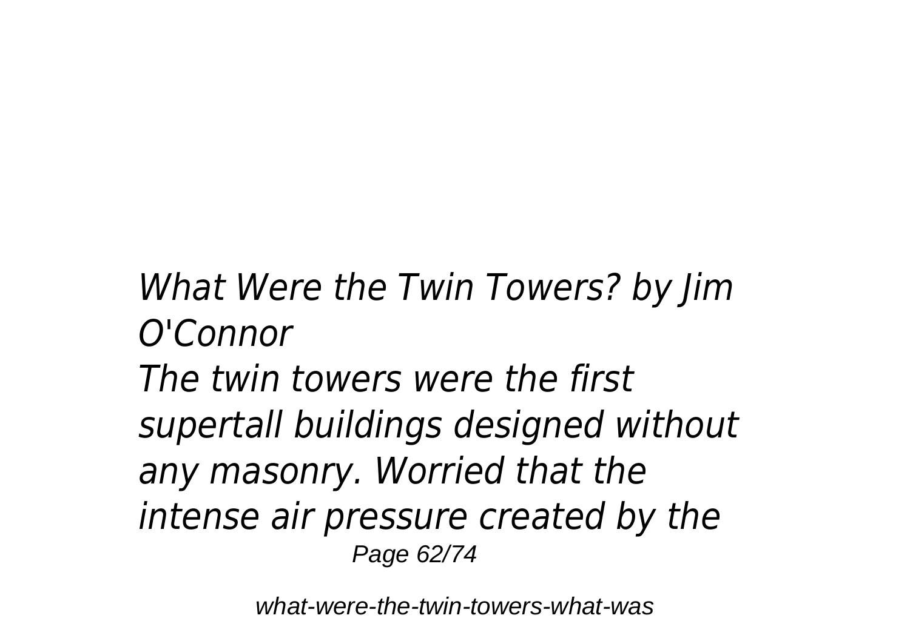*What Were the Twin Towers? by Jim O'Connor*

*The twin towers were the first supertall buildings designed without any masonry. Worried that the intense air pressure created by the*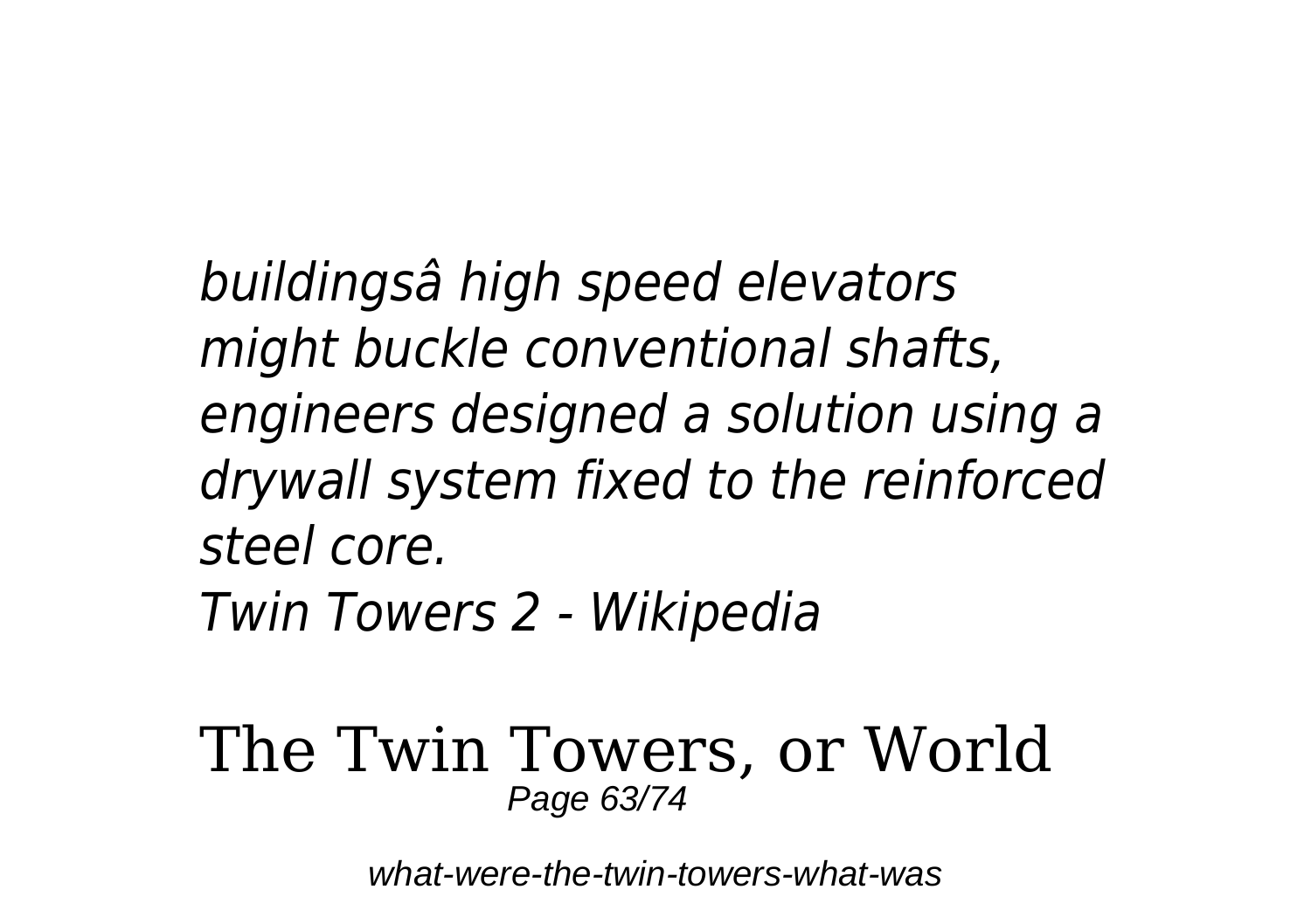*buildingsâ high speed elevators might buckle conventional shafts, engineers designed a solution using a drywall system fixed to the reinforced steel core.*

*Twin Towers 2 - Wikipedia*

The Twin Towers, or World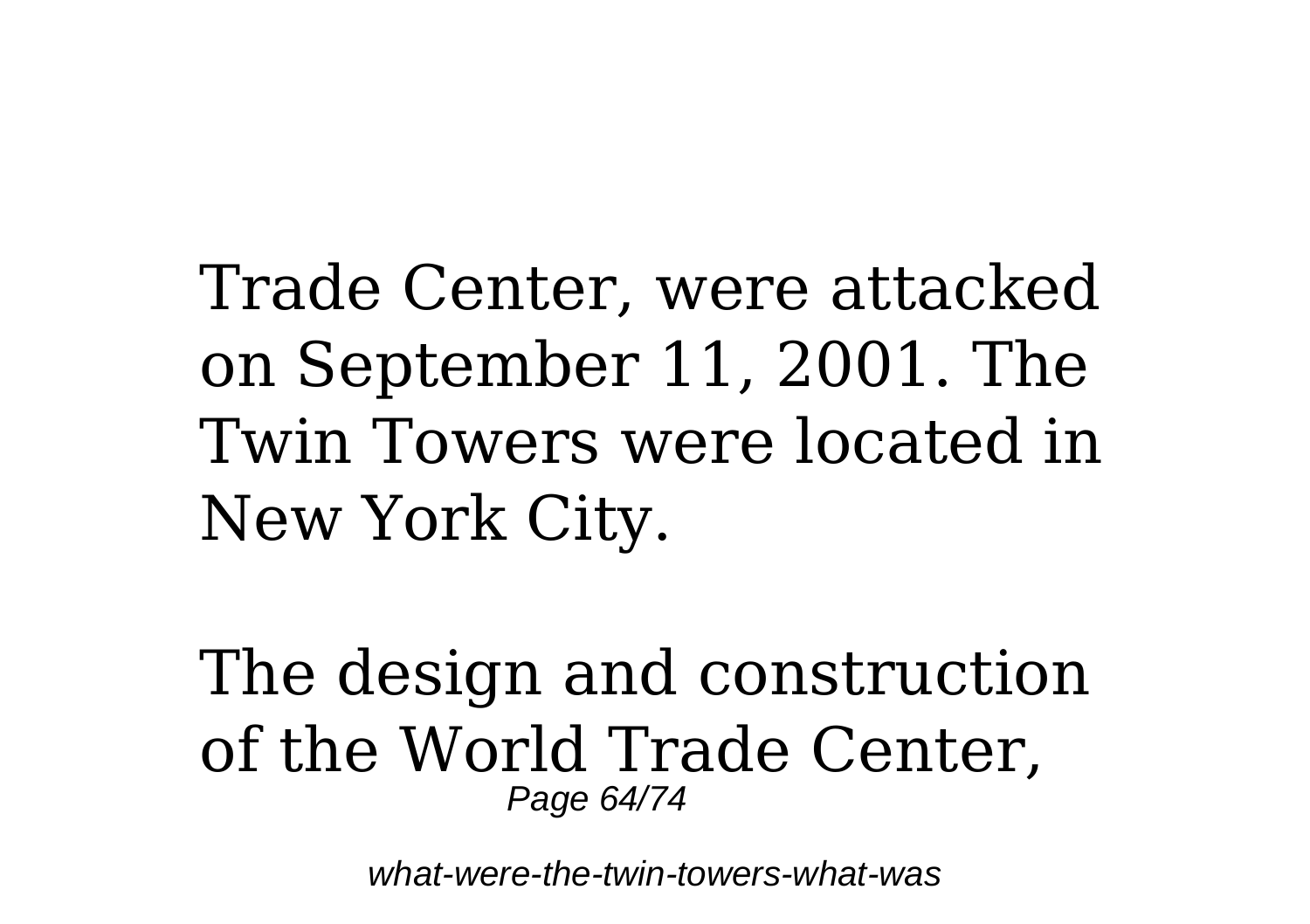Trade Center, were attacked on September 11, 2001. The Twin Towers were located in New York City.

The design and construction of the World Trade Center,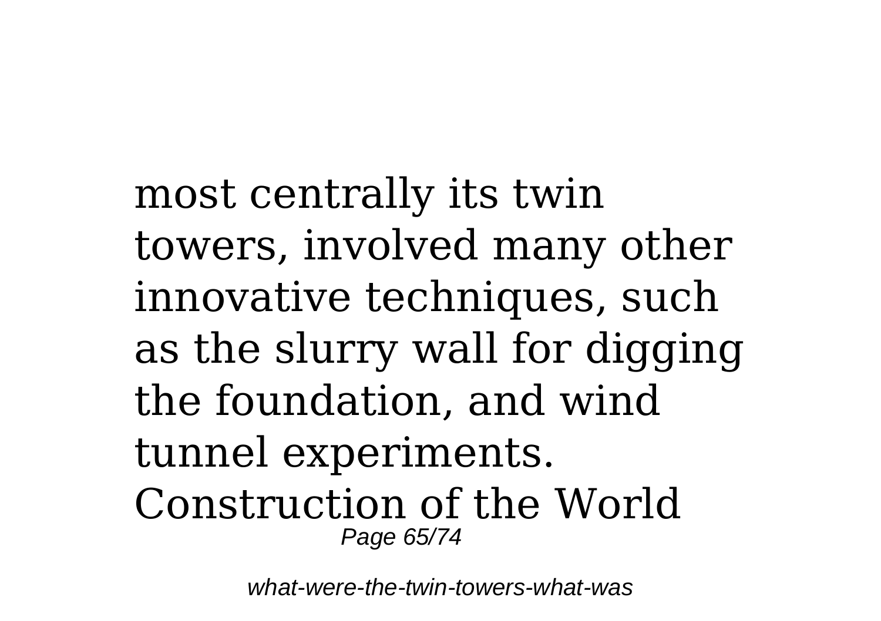most centrally its twin towers, involved many other innovative techniques, such as the slurry wall for digging the foundation, and wind tunnel experiments. Construction of the World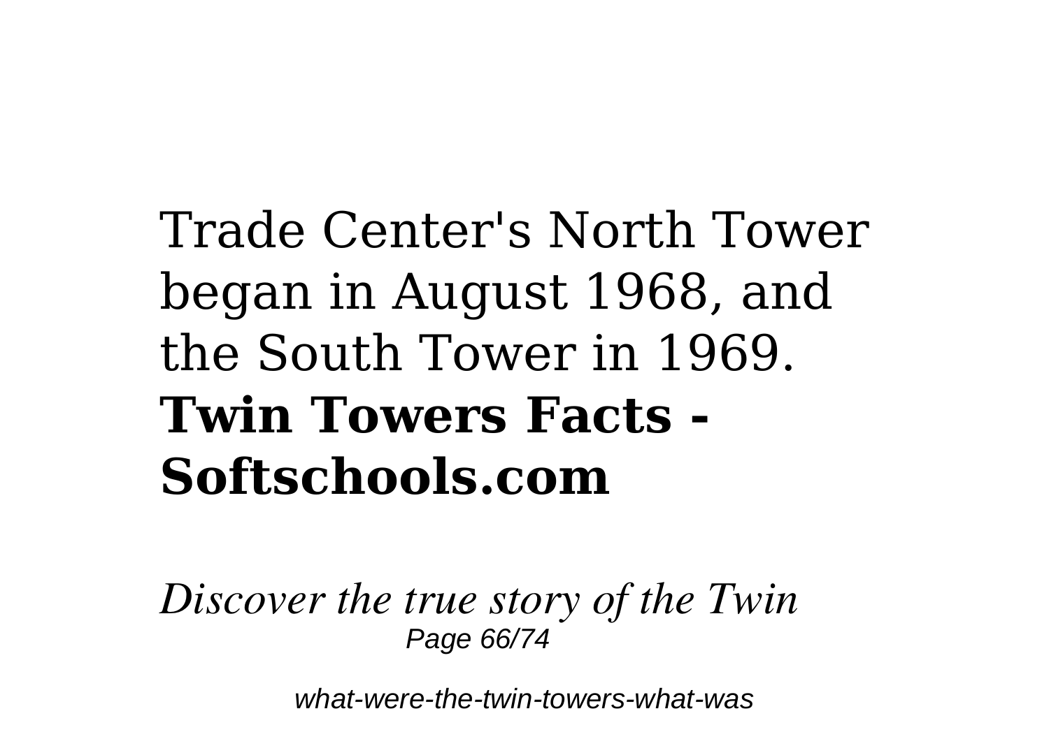Trade Center's North Tower began in August 1968, and the South Tower in 1969.

**Twin Towers Facts - Softschools.com**

*Discover the true story of the Twin*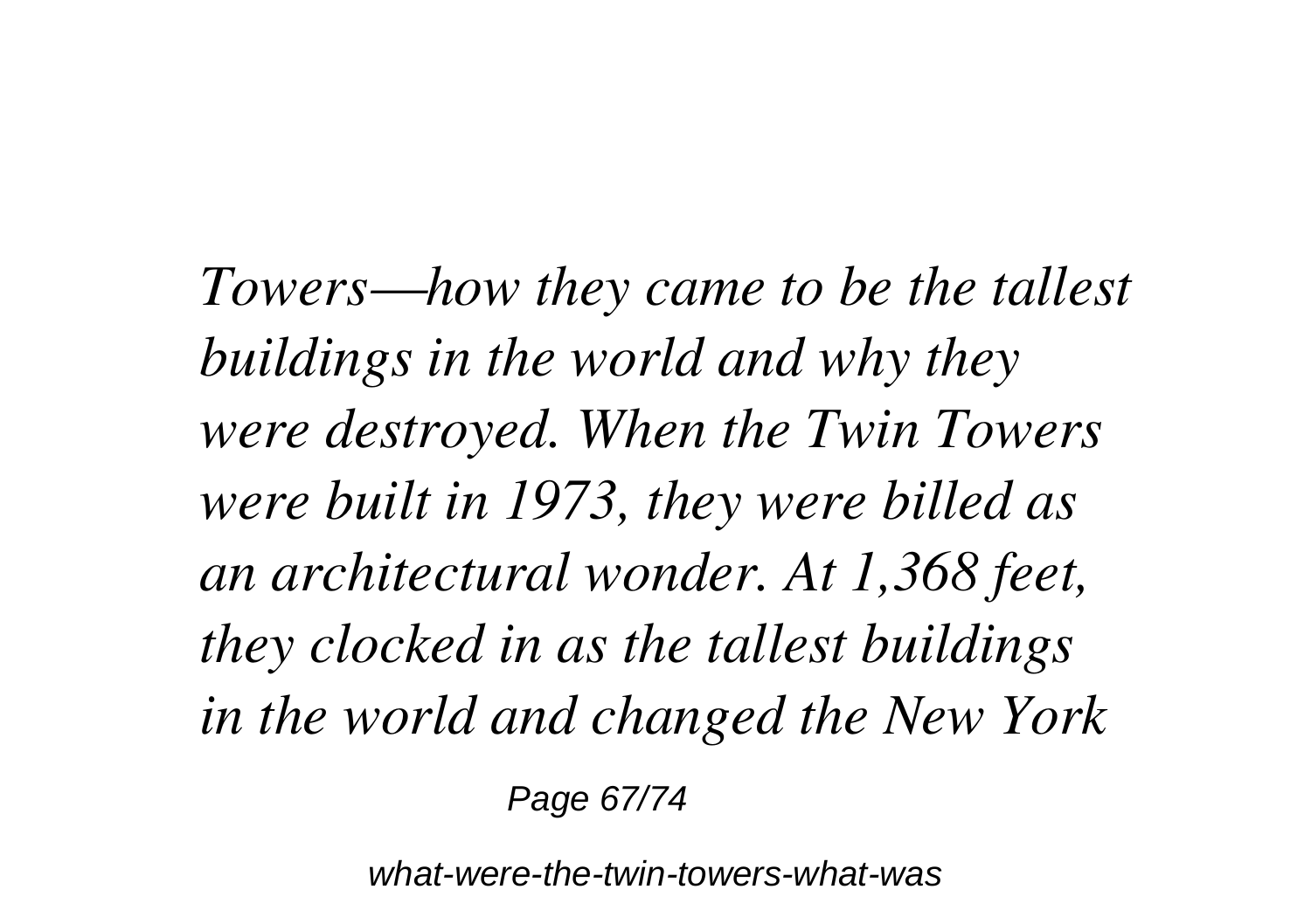*Towers—how they came to be the tallest buildings in the world and why they were destroyed. When the Twin Towers were built in 1973, they were billed as an architectural wonder. At 1,368 feet, they clocked in as the tallest buildings in the world and changed the New York*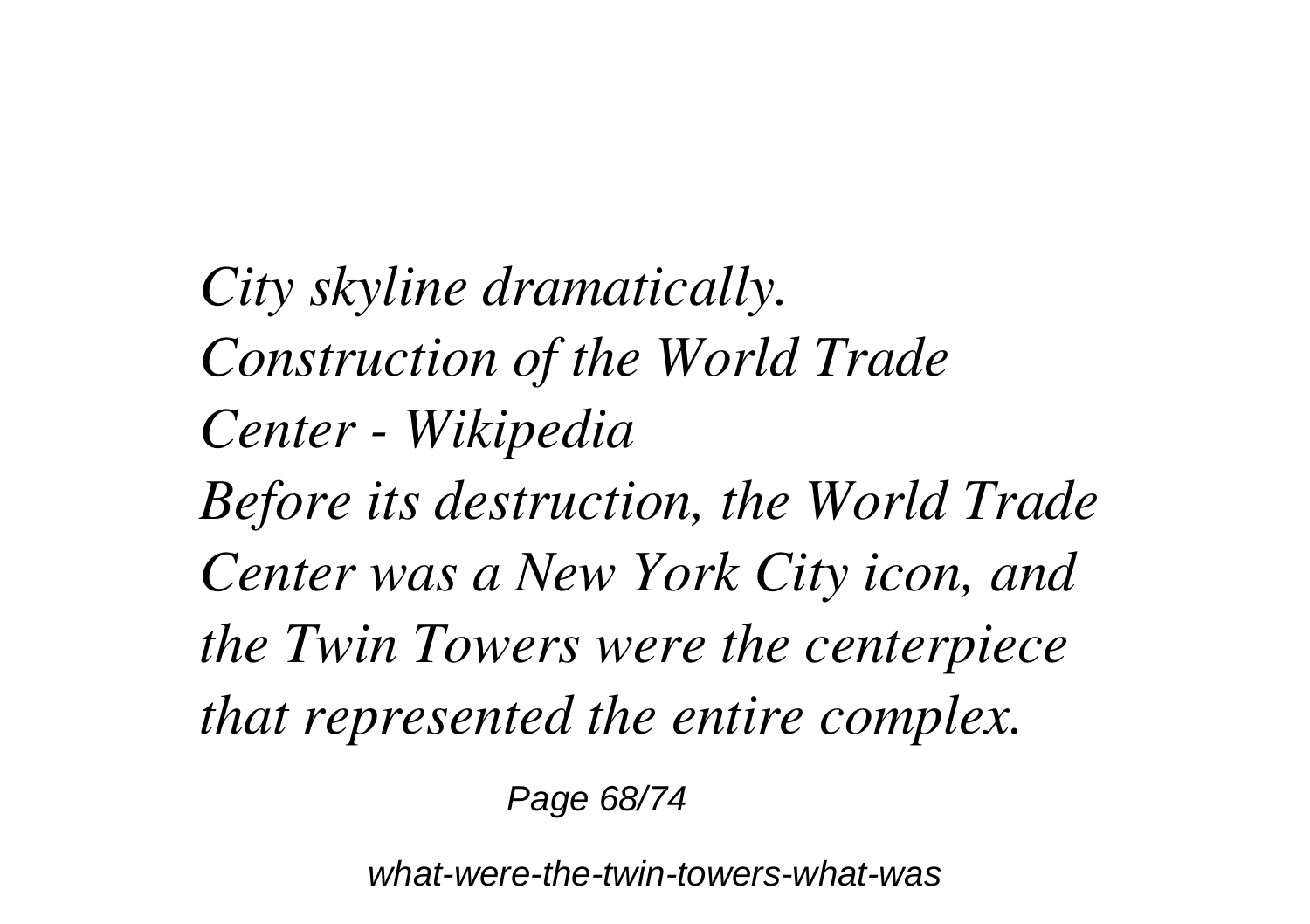*City skyline dramatically.*
*Construction of the World Trade Center - Wikipedia*
*Before its destruction, the World Trade Center was a New York City icon, and the Twin Towers were the centerpiece that represented the entire complex.*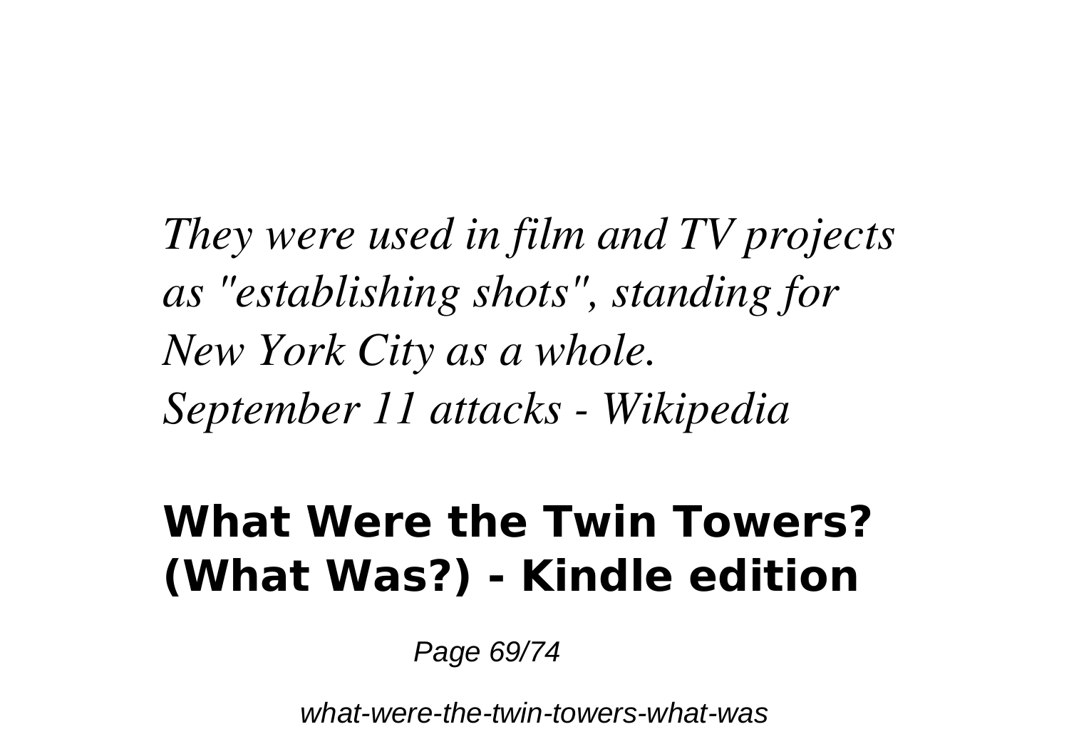*They were used in film and TV projects as "establishing shots", standing for New York City as a whole.*
*September 11 attacks - Wikipedia*

## What Were the Twin Towers? (What Was?) - Kindle edition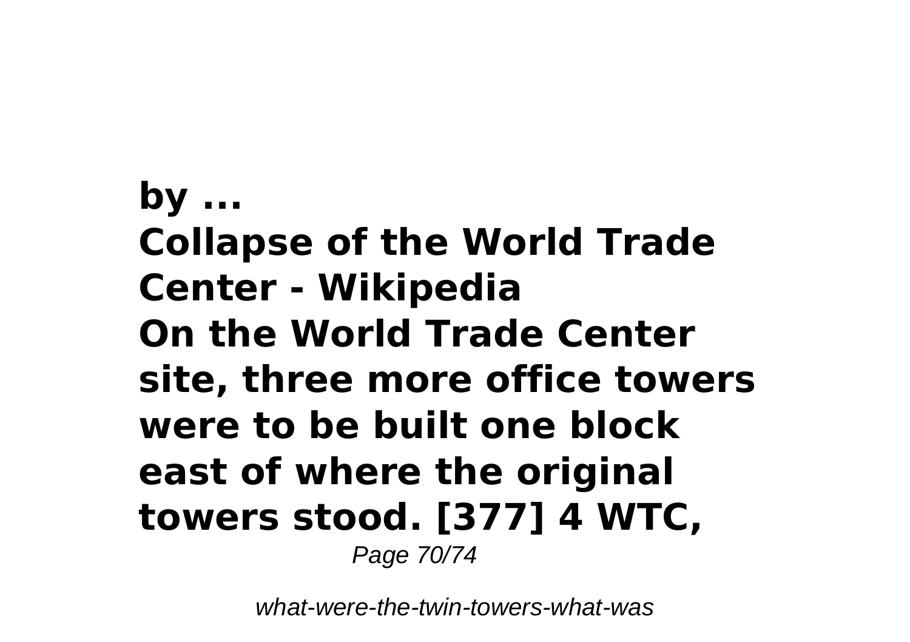**by ...**
**Collapse of the World Trade Center - Wikipedia**
**On the World Trade Center site, three more office towers were to be built one block east of where the original towers stood. [377] 4 WTC,**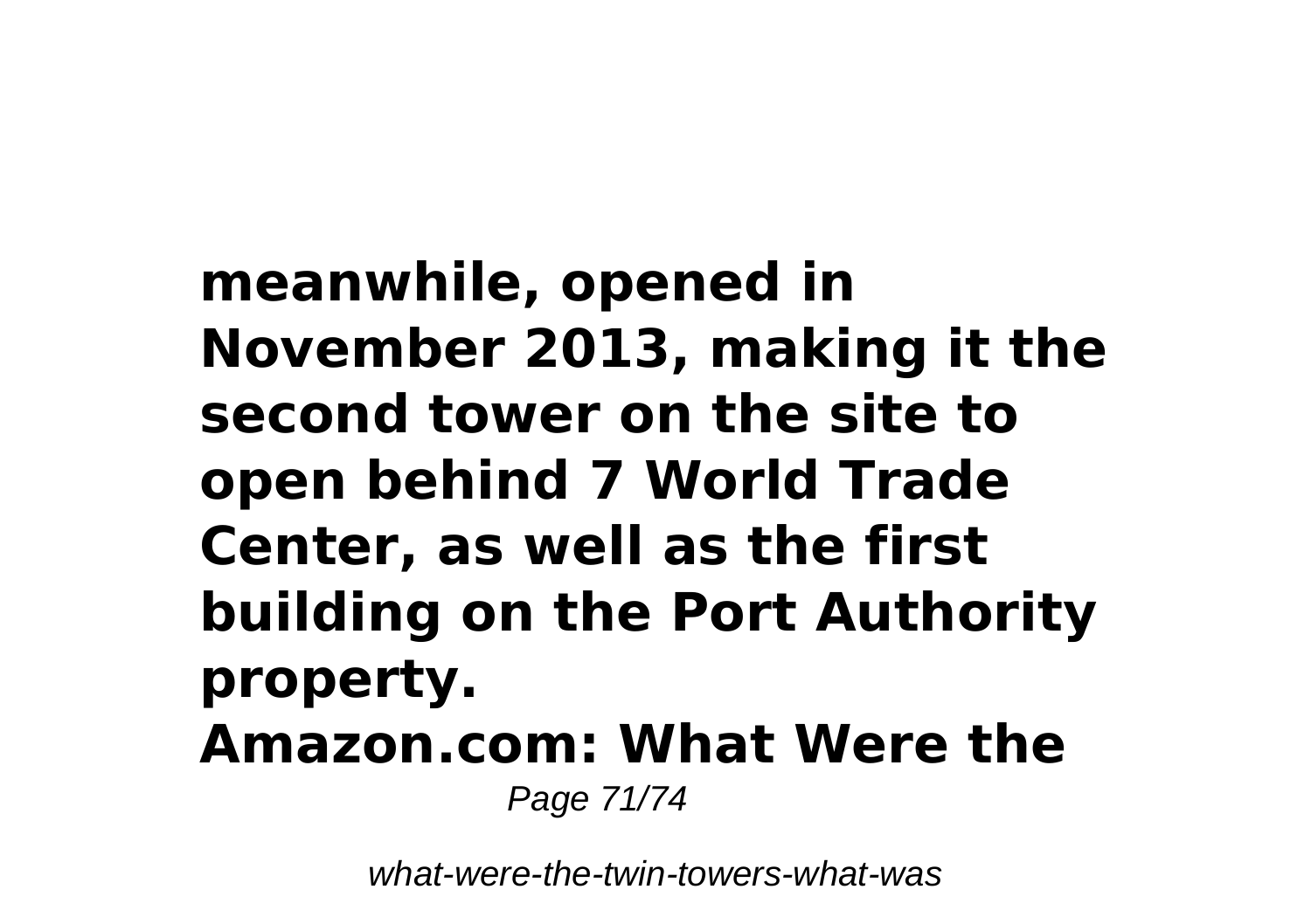**meanwhile, opened in November 2013, making it the second tower on the site to open behind 7 World Trade Center, as well as the first building on the Port Authority property.**

**Amazon.com: What Were the**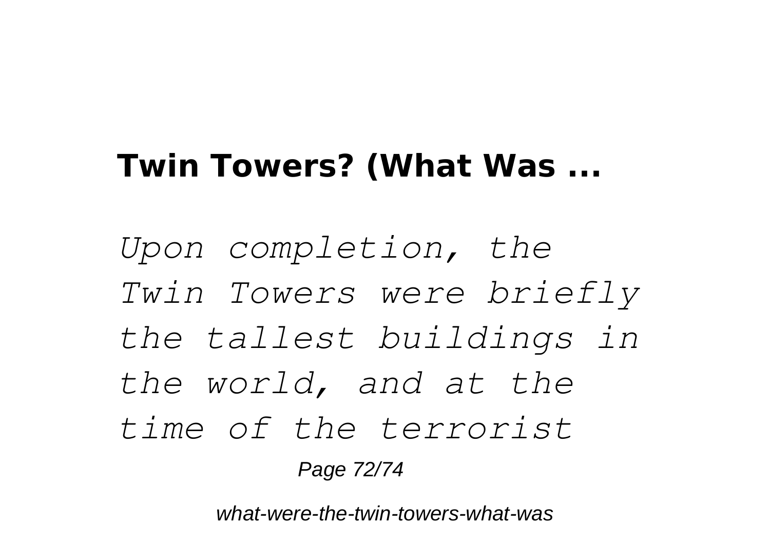**Twin Towers? (What Was ...**

*Upon completion, the Twin Towers were briefly the tallest buildings in the world, and at the time of the terrorist*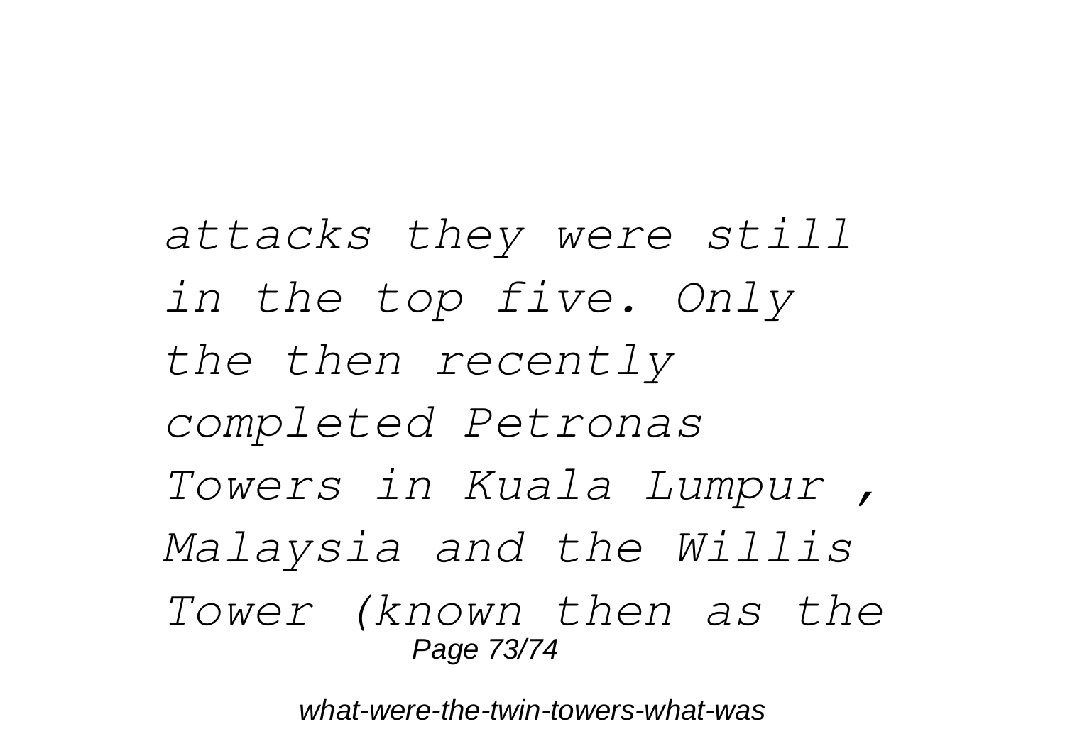*attacks they were still in the top five. Only the then recently completed Petronas Towers in Kuala Lumpur , Malaysia and the Willis Tower (known then as the*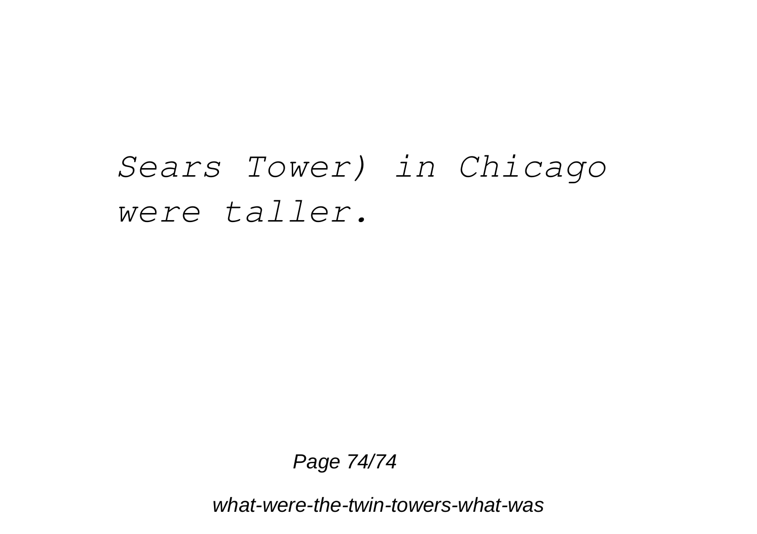*Sears Tower) in Chicago were taller.*